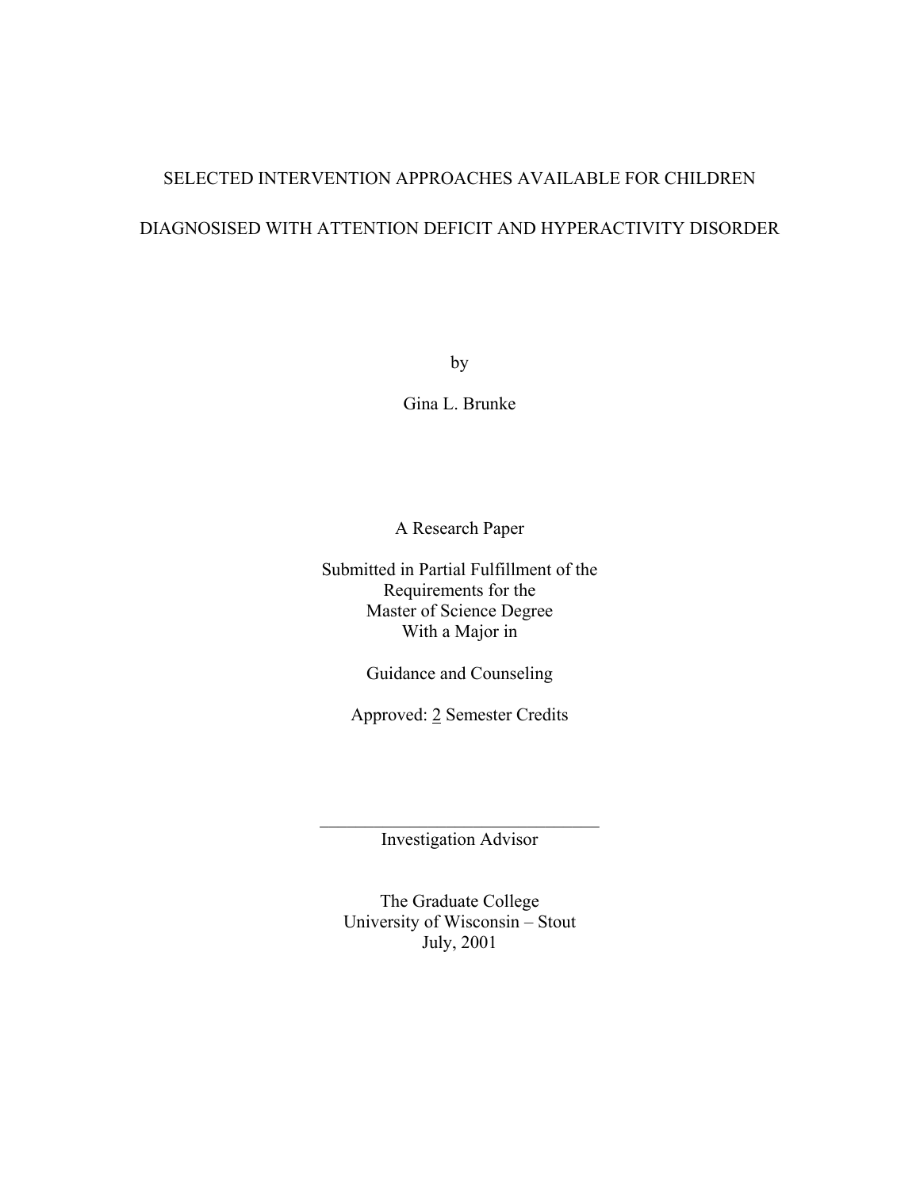# SELECTED INTERVENTION APPROACHES AVAILABLE FOR CHILDREN DIAGNOSISED WITH ATTENTION DEFICIT AND HYPERACTIVITY DISORDER

by

Gina L. Brunke

A Research Paper

Submitted in Partial Fulfillment of the
Requirements for the
Master of Science Degree
With a Major in

Guidance and Counseling

Approved: 2 Semester Credits

\_\_\_\_\_\_\_\_\_\_\_\_\_\_\_\_\_\_\_\_\_\_\_\_\_\_\_\_\_\_\_\_
Investigation Advisor

The Graduate College
University of Wisconsin – Stout
July, 2001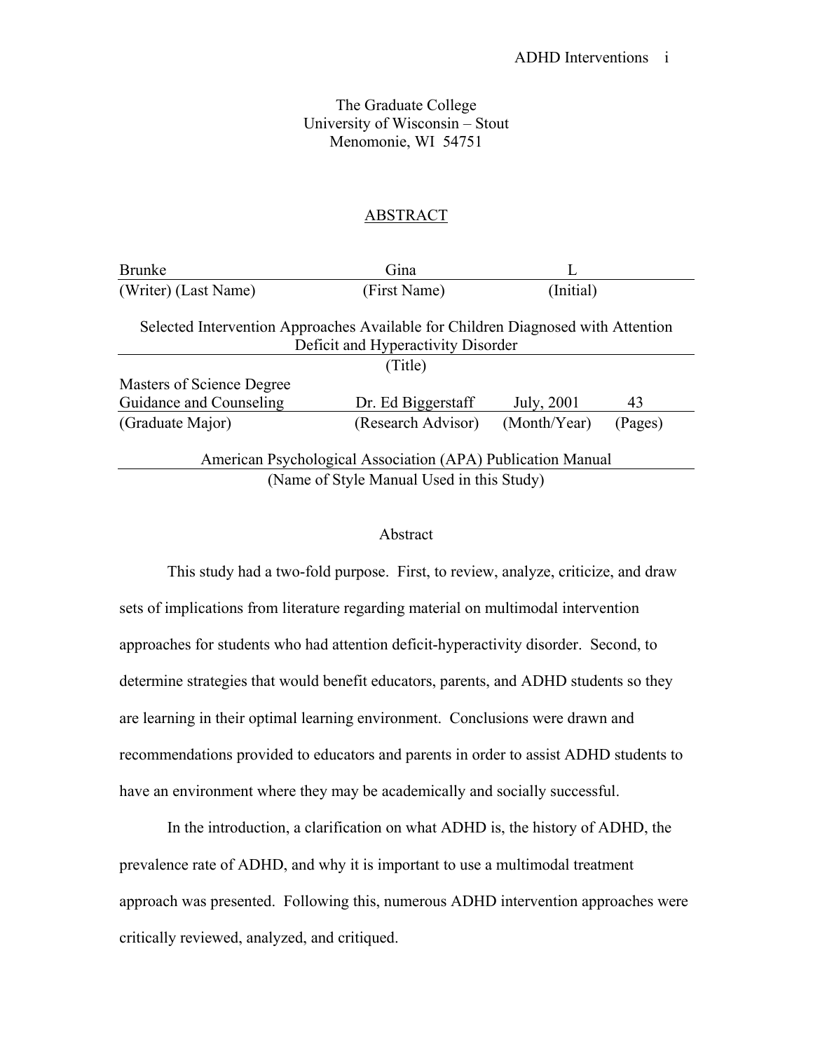The Graduate College
University of Wisconsin – Stout
Menomonie, WI 54751

## ABSTRACT

| Brunke | Gina | L |
|---|---|---|
| (Writer) (Last Name) | (First Name) | (Initial) |

Selected Intervention Approaches Available for Children Diagnosed with Attention Deficit and Hyperactivity Disorder

(Title)

| Masters of Science Degree Guidance and Counseling | Dr. Ed Biggerstaff | July, 2001 | 43 |
|---|---|---|---|
| (Graduate Major) | (Research Advisor) | (Month/Year) | (Pages) |

American Psychological Association (APA) Publication Manual

(Name of Style Manual Used in this Study)

### Abstract

This study had a two-fold purpose. First, to review, analyze, criticize, and draw sets of implications from literature regarding material on multimodal intervention approaches for students who had attention deficit-hyperactivity disorder. Second, to determine strategies that would benefit educators, parents, and ADHD students so they are learning in their optimal learning environment. Conclusions were drawn and recommendations provided to educators and parents in order to assist ADHD students to have an environment where they may be academically and socially successful.

In the introduction, a clarification on what ADHD is, the history of ADHD, the prevalence rate of ADHD, and why it is important to use a multimodal treatment approach was presented. Following this, numerous ADHD intervention approaches were critically reviewed, analyzed, and critiqued.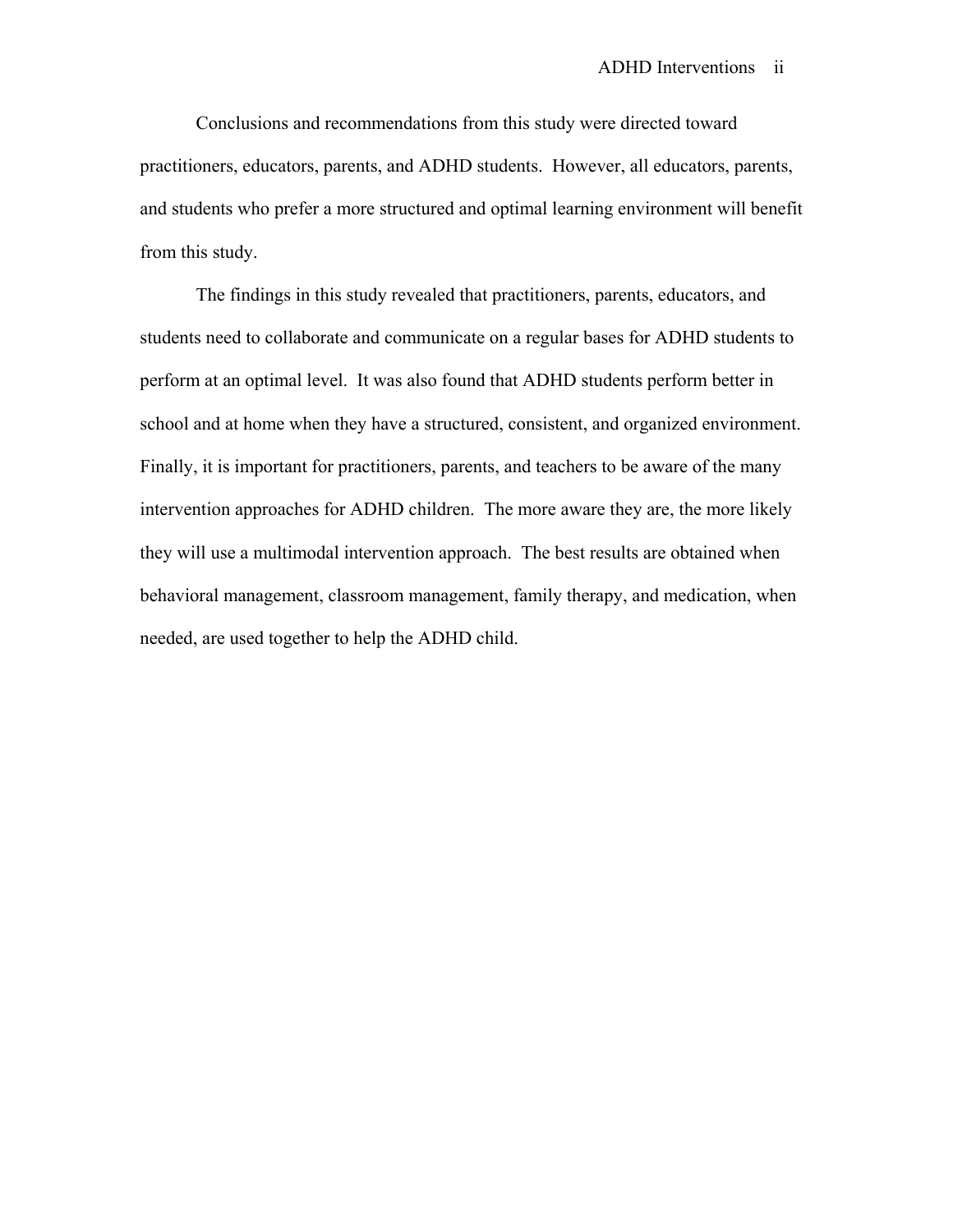Conclusions and recommendations from this study were directed toward practitioners, educators, parents, and ADHD students. However, all educators, parents, and students who prefer a more structured and optimal learning environment will benefit from this study.

The findings in this study revealed that practitioners, parents, educators, and students need to collaborate and communicate on a regular bases for ADHD students to perform at an optimal level. It was also found that ADHD students perform better in school and at home when they have a structured, consistent, and organized environment. Finally, it is important for practitioners, parents, and teachers to be aware of the many intervention approaches for ADHD children. The more aware they are, the more likely they will use a multimodal intervention approach. The best results are obtained when behavioral management, classroom management, family therapy, and medication, when needed, are used together to help the ADHD child.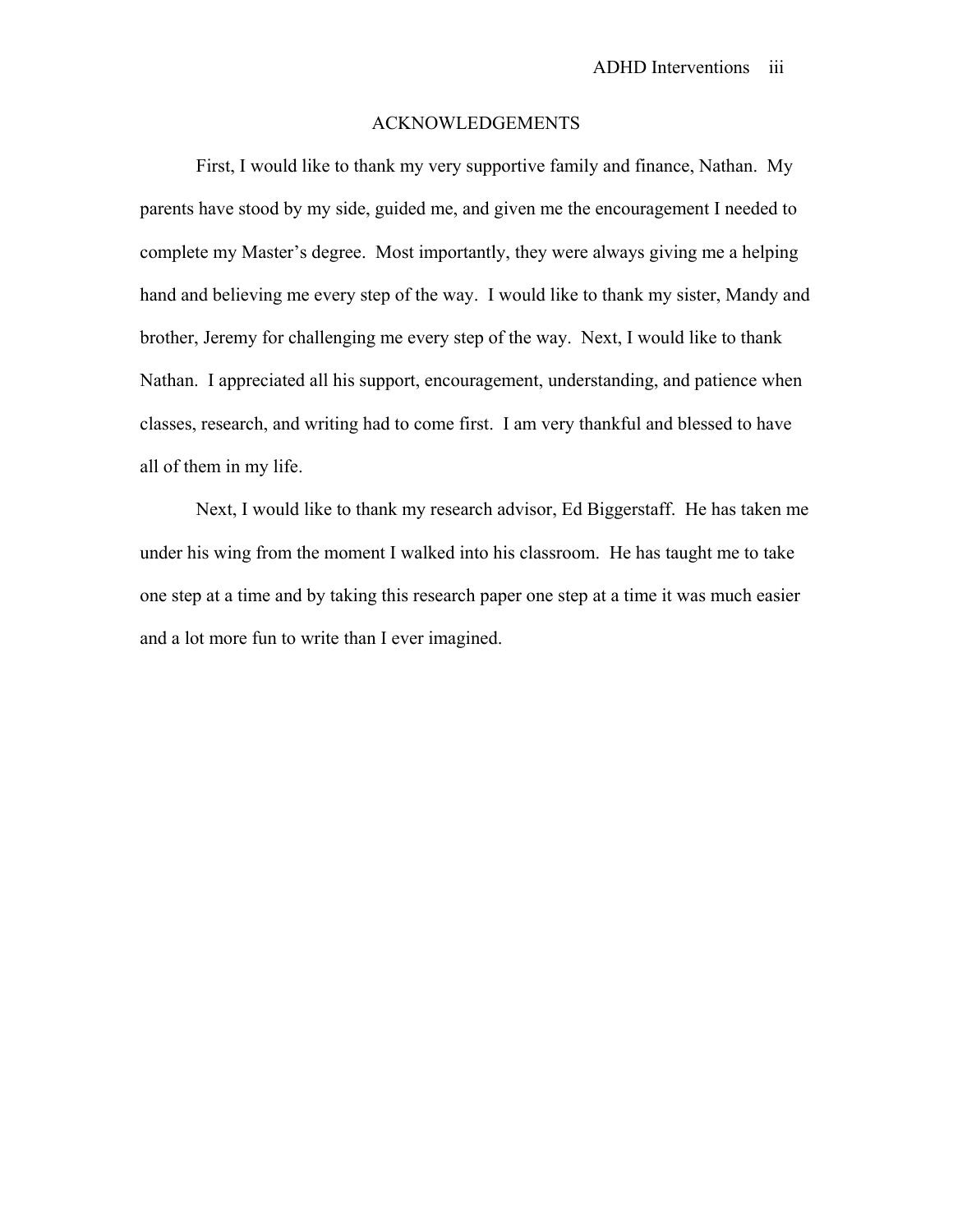# ACKNOWLEDGEMENTS

First, I would like to thank my very supportive family and finance, Nathan. My parents have stood by my side, guided me, and given me the encouragement I needed to complete my Master's degree. Most importantly, they were always giving me a helping hand and believing me every step of the way. I would like to thank my sister, Mandy and brother, Jeremy for challenging me every step of the way. Next, I would like to thank Nathan. I appreciated all his support, encouragement, understanding, and patience when classes, research, and writing had to come first. I am very thankful and blessed to have all of them in my life.

Next, I would like to thank my research advisor, Ed Biggerstaff. He has taken me under his wing from the moment I walked into his classroom. He has taught me to take one step at a time and by taking this research paper one step at a time it was much easier and a lot more fun to write than I ever imagined.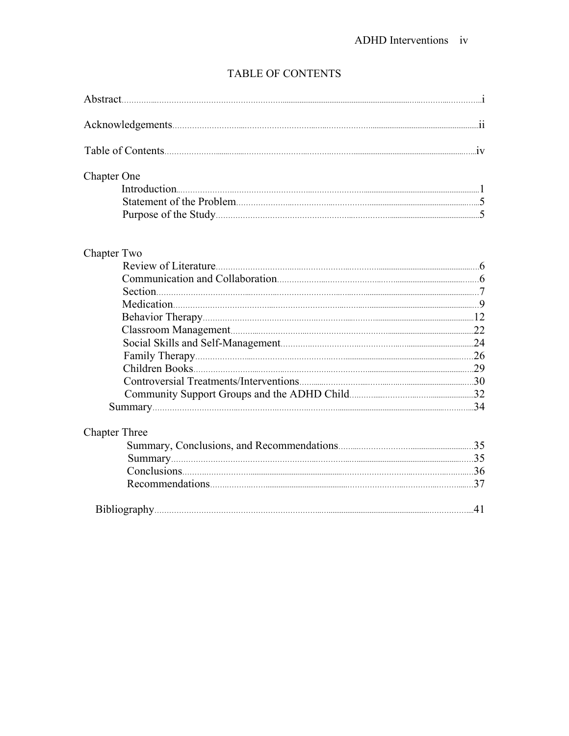# TABLE OF CONTENTS

Abstract ........................................................................ i

Acknowledgements ........................................................................ ii

Table of Contents ........................................................................ iv

Chapter One

- Introduction ........................................................................ 1
- Statement of the Problem ........................................................................ 5
- Purpose of the Study ........................................................................ 5

Chapter Two

- Review of Literature ........................................................................ 6
- Communication and Collaboration ........................................................................ 6
- Section ........................................................................ 7
- Medication ........................................................................ 9
- Behavior Therapy ........................................................................ 12
- Classroom Management ........................................................................ 22
- Social Skills and Self-Management ........................................................................ 24
- Family Therapy ........................................................................ 26
- Children Books ........................................................................ 29
- Controversial Treatments/Interventions ........................................................................ 30
- Community Support Groups and the ADHD Child ........................................................................ 32
- Summary ........................................................................ 34

Chapter Three

- Summary, Conclusions, and Recommendations ........................................................................ 35
- Summary ........................................................................ 35
- Conclusions ........................................................................ 36
- Recommendations ........................................................................ 37

Bibliography ........................................................................ 41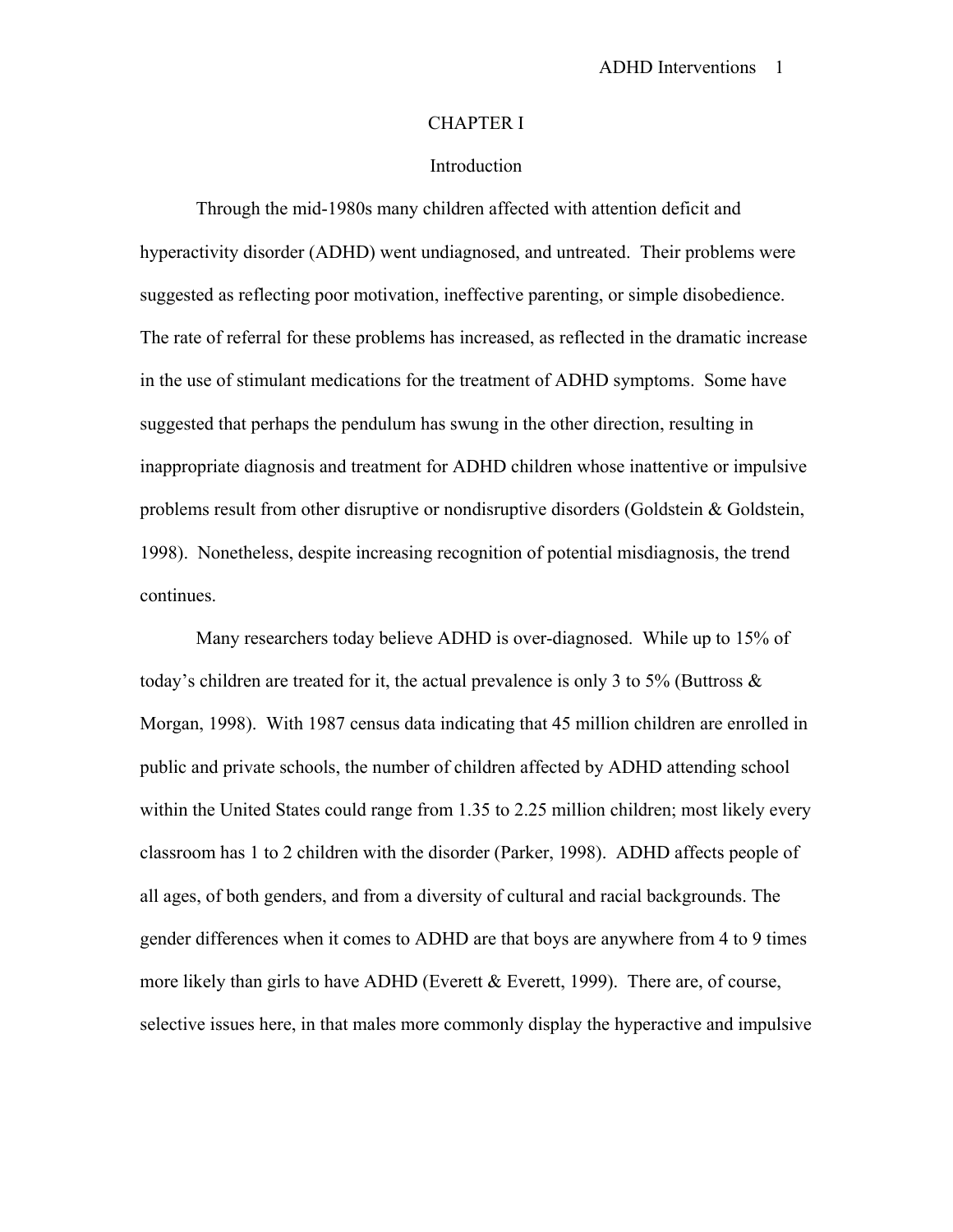# CHAPTER I

## Introduction

Through the mid-1980s many children affected with attention deficit and hyperactivity disorder (ADHD) went undiagnosed, and untreated. Their problems were suggested as reflecting poor motivation, ineffective parenting, or simple disobedience. The rate of referral for these problems has increased, as reflected in the dramatic increase in the use of stimulant medications for the treatment of ADHD symptoms. Some have suggested that perhaps the pendulum has swung in the other direction, resulting in inappropriate diagnosis and treatment for ADHD children whose inattentive or impulsive problems result from other disruptive or nondisruptive disorders (Goldstein & Goldstein, 1998). Nonetheless, despite increasing recognition of potential misdiagnosis, the trend continues.

Many researchers today believe ADHD is over-diagnosed. While up to 15% of today's children are treated for it, the actual prevalence is only 3 to 5% (Buttross & Morgan, 1998). With 1987 census data indicating that 45 million children are enrolled in public and private schools, the number of children affected by ADHD attending school within the United States could range from 1.35 to 2.25 million children; most likely every classroom has 1 to 2 children with the disorder (Parker, 1998). ADHD affects people of all ages, of both genders, and from a diversity of cultural and racial backgrounds. The gender differences when it comes to ADHD are that boys are anywhere from 4 to 9 times more likely than girls to have ADHD (Everett & Everett, 1999). There are, of course, selective issues here, in that males more commonly display the hyperactive and impulsive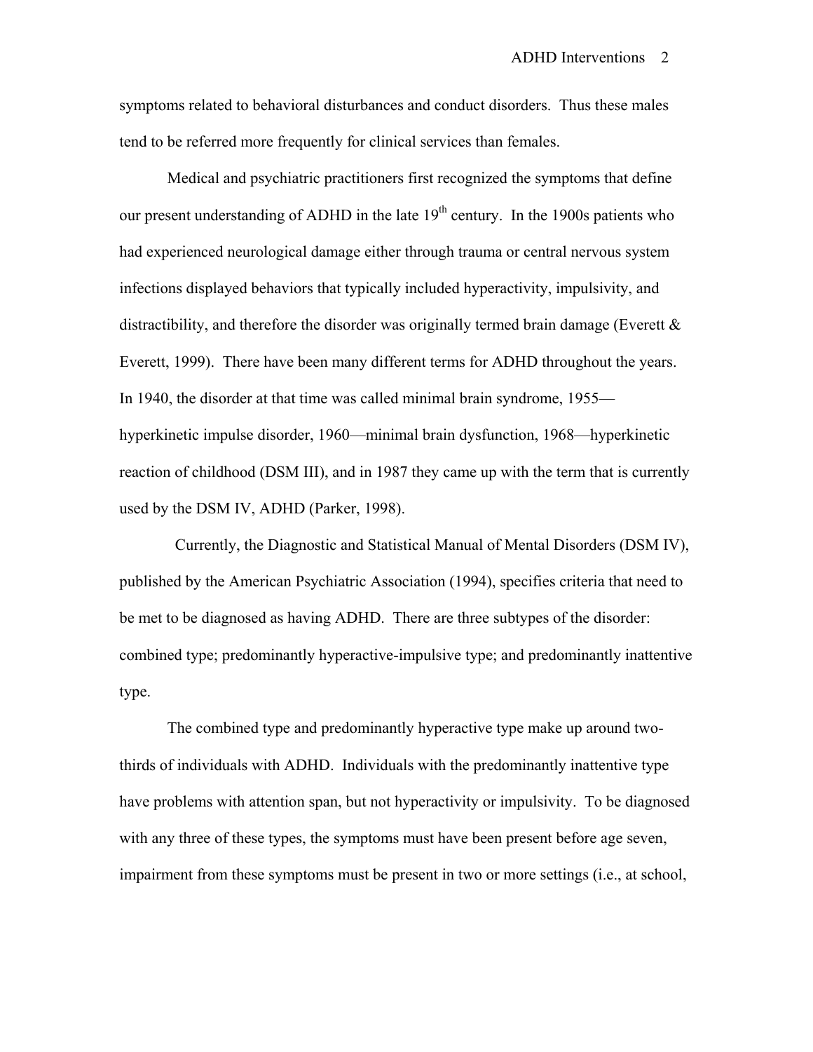symptoms related to behavioral disturbances and conduct disorders. Thus these males tend to be referred more frequently for clinical services than females.

Medical and psychiatric practitioners first recognized the symptoms that define our present understanding of ADHD in the late 19th century. In the 1900s patients who had experienced neurological damage either through trauma or central nervous system infections displayed behaviors that typically included hyperactivity, impulsivity, and distractibility, and therefore the disorder was originally termed brain damage (Everett & Everett, 1999). There have been many different terms for ADHD throughout the years. In 1940, the disorder at that time was called minimal brain syndrome, 1955—hyperkinetic impulse disorder, 1960—minimal brain dysfunction, 1968—hyperkinetic reaction of childhood (DSM III), and in 1987 they came up with the term that is currently used by the DSM IV, ADHD (Parker, 1998).

Currently, the Diagnostic and Statistical Manual of Mental Disorders (DSM IV), published by the American Psychiatric Association (1994), specifies criteria that need to be met to be diagnosed as having ADHD. There are three subtypes of the disorder: combined type; predominantly hyperactive-impulsive type; and predominantly inattentive type.

The combined type and predominantly hyperactive type make up around two-thirds of individuals with ADHD. Individuals with the predominantly inattentive type have problems with attention span, but not hyperactivity or impulsivity. To be diagnosed with any three of these types, the symptoms must have been present before age seven, impairment from these symptoms must be present in two or more settings (i.e., at school,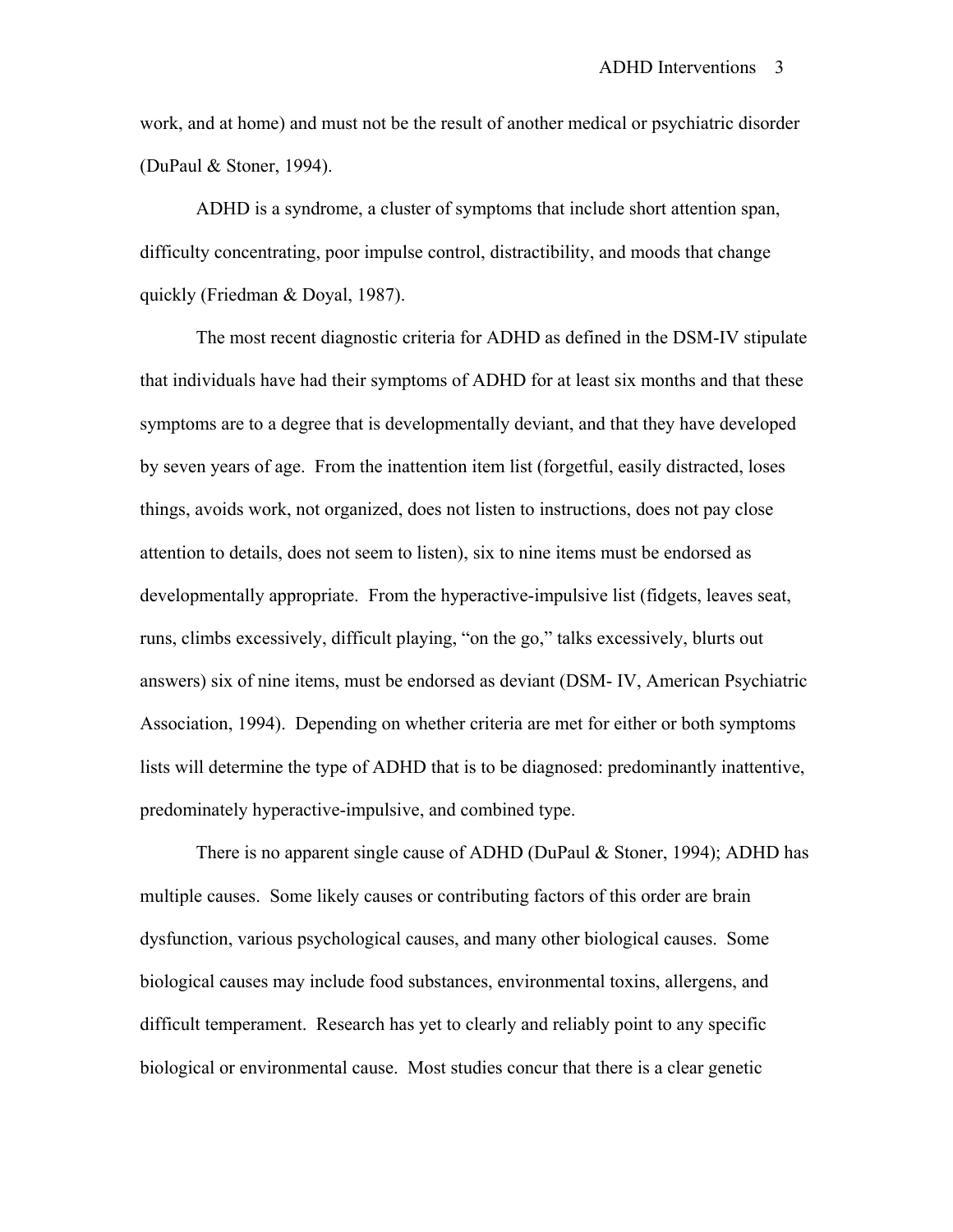work, and at home) and must not be the result of another medical or psychiatric disorder (DuPaul & Stoner, 1994).

ADHD is a syndrome, a cluster of symptoms that include short attention span, difficulty concentrating, poor impulse control, distractibility, and moods that change quickly (Friedman & Doyal, 1987).

The most recent diagnostic criteria for ADHD as defined in the DSM-IV stipulate that individuals have had their symptoms of ADHD for at least six months and that these symptoms are to a degree that is developmentally deviant, and that they have developed by seven years of age. From the inattention item list (forgetful, easily distracted, loses things, avoids work, not organized, does not listen to instructions, does not pay close attention to details, does not seem to listen), six to nine items must be endorsed as developmentally appropriate. From the hyperactive-impulsive list (fidgets, leaves seat, runs, climbs excessively, difficult playing, "on the go," talks excessively, blurts out answers) six of nine items, must be endorsed as deviant (DSM- IV, American Psychiatric Association, 1994). Depending on whether criteria are met for either or both symptoms lists will determine the type of ADHD that is to be diagnosed: predominantly inattentive, predominately hyperactive-impulsive, and combined type.

There is no apparent single cause of ADHD (DuPaul & Stoner, 1994); ADHD has multiple causes. Some likely causes or contributing factors of this order are brain dysfunction, various psychological causes, and many other biological causes. Some biological causes may include food substances, environmental toxins, allergens, and difficult temperament. Research has yet to clearly and reliably point to any specific biological or environmental cause. Most studies concur that there is a clear genetic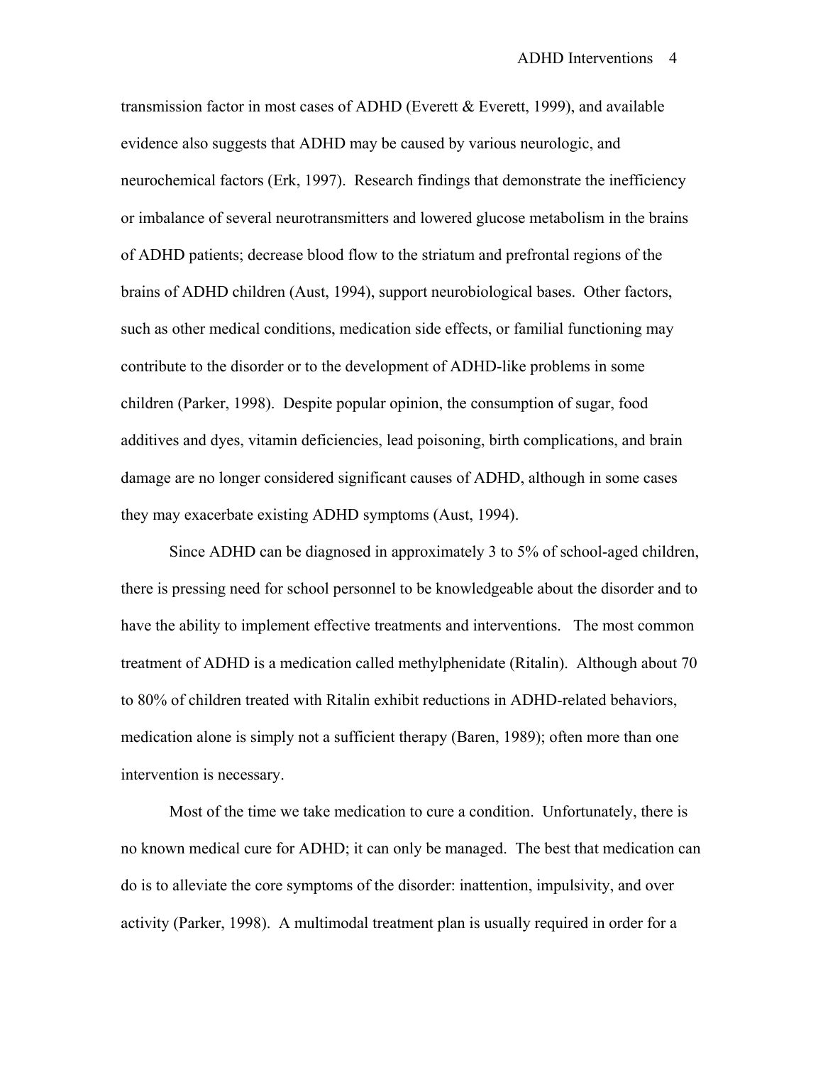transmission factor in most cases of ADHD (Everett & Everett, 1999), and available evidence also suggests that ADHD may be caused by various neurologic, and neurochemical factors (Erk, 1997). Research findings that demonstrate the inefficiency or imbalance of several neurotransmitters and lowered glucose metabolism in the brains of ADHD patients; decrease blood flow to the striatum and prefrontal regions of the brains of ADHD children (Aust, 1994), support neurobiological bases. Other factors, such as other medical conditions, medication side effects, or familial functioning may contribute to the disorder or to the development of ADHD-like problems in some children (Parker, 1998). Despite popular opinion, the consumption of sugar, food additives and dyes, vitamin deficiencies, lead poisoning, birth complications, and brain damage are no longer considered significant causes of ADHD, although in some cases they may exacerbate existing ADHD symptoms (Aust, 1994).

Since ADHD can be diagnosed in approximately 3 to 5% of school-aged children, there is pressing need for school personnel to be knowledgeable about the disorder and to have the ability to implement effective treatments and interventions. The most common treatment of ADHD is a medication called methylphenidate (Ritalin). Although about 70 to 80% of children treated with Ritalin exhibit reductions in ADHD-related behaviors, medication alone is simply not a sufficient therapy (Baren, 1989); often more than one intervention is necessary.

Most of the time we take medication to cure a condition. Unfortunately, there is no known medical cure for ADHD; it can only be managed. The best that medication can do is to alleviate the core symptoms of the disorder: inattention, impulsivity, and over activity (Parker, 1998). A multimodal treatment plan is usually required in order for a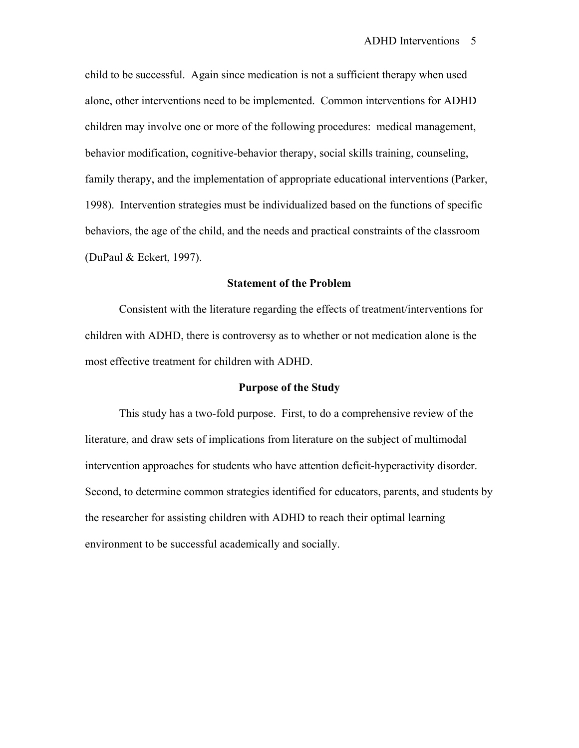child to be successful. Again since medication is not a sufficient therapy when used alone, other interventions need to be implemented. Common interventions for ADHD children may involve one or more of the following procedures: medical management, behavior modification, cognitive-behavior therapy, social skills training, counseling, family therapy, and the implementation of appropriate educational interventions (Parker, 1998). Intervention strategies must be individualized based on the functions of specific behaviors, the age of the child, and the needs and practical constraints of the classroom (DuPaul & Eckert, 1997).

## Statement of the Problem

Consistent with the literature regarding the effects of treatment/interventions for children with ADHD, there is controversy as to whether or not medication alone is the most effective treatment for children with ADHD.

## Purpose of the Study

This study has a two-fold purpose. First, to do a comprehensive review of the literature, and draw sets of implications from literature on the subject of multimodal intervention approaches for students who have attention deficit-hyperactivity disorder. Second, to determine common strategies identified for educators, parents, and students by the researcher for assisting children with ADHD to reach their optimal learning environment to be successful academically and socially.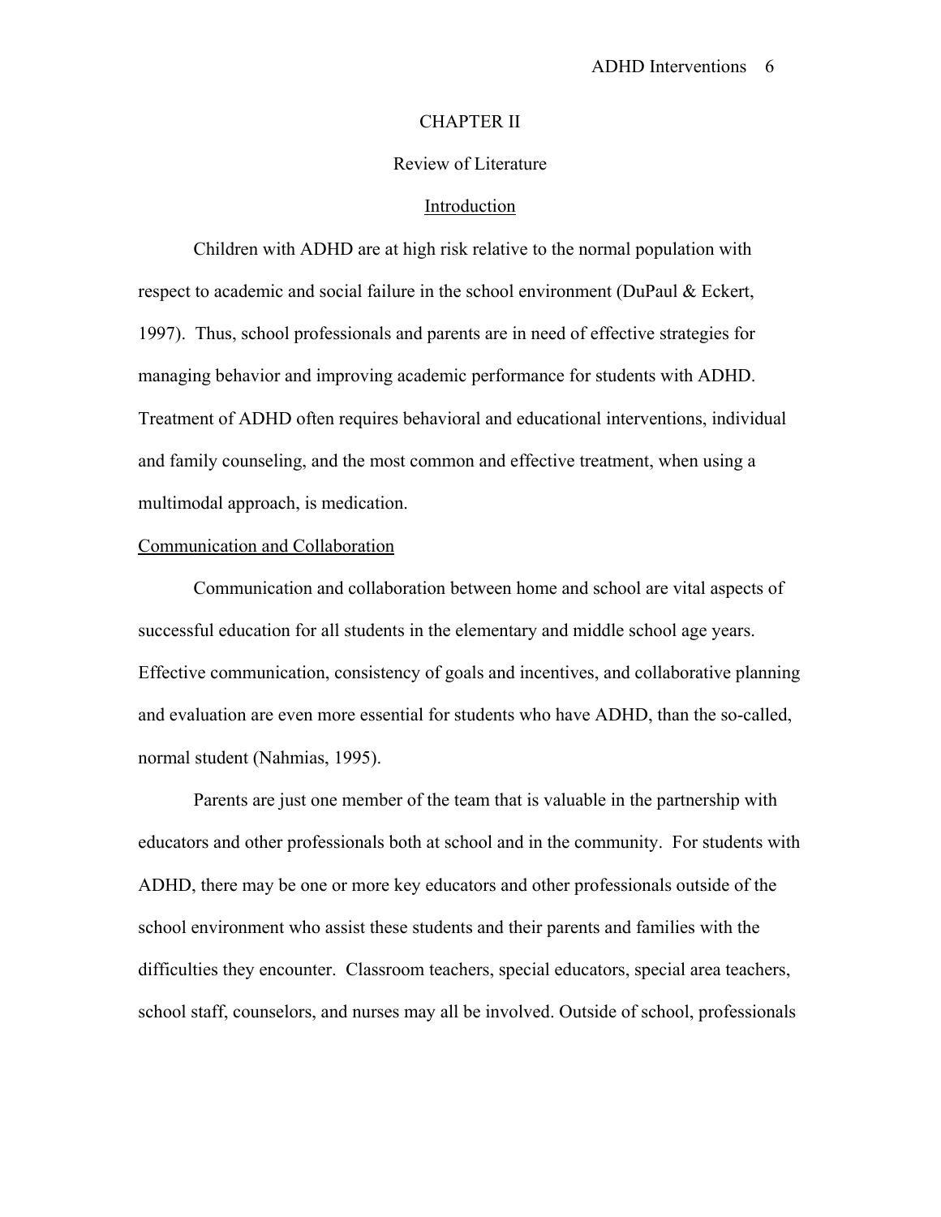# CHAPTER II

## Review of Literature

### Introduction

Children with ADHD are at high risk relative to the normal population with respect to academic and social failure in the school environment (DuPaul & Eckert, 1997). Thus, school professionals and parents are in need of effective strategies for managing behavior and improving academic performance for students with ADHD. Treatment of ADHD often requires behavioral and educational interventions, individual and family counseling, and the most common and effective treatment, when using a multimodal approach, is medication.

### Communication and Collaboration

Communication and collaboration between home and school are vital aspects of successful education for all students in the elementary and middle school age years. Effective communication, consistency of goals and incentives, and collaborative planning and evaluation are even more essential for students who have ADHD, than the so-called, normal student (Nahmias, 1995).

Parents are just one member of the team that is valuable in the partnership with educators and other professionals both at school and in the community. For students with ADHD, there may be one or more key educators and other professionals outside of the school environment who assist these students and their parents and families with the difficulties they encounter. Classroom teachers, special educators, special area teachers, school staff, counselors, and nurses may all be involved. Outside of school, professionals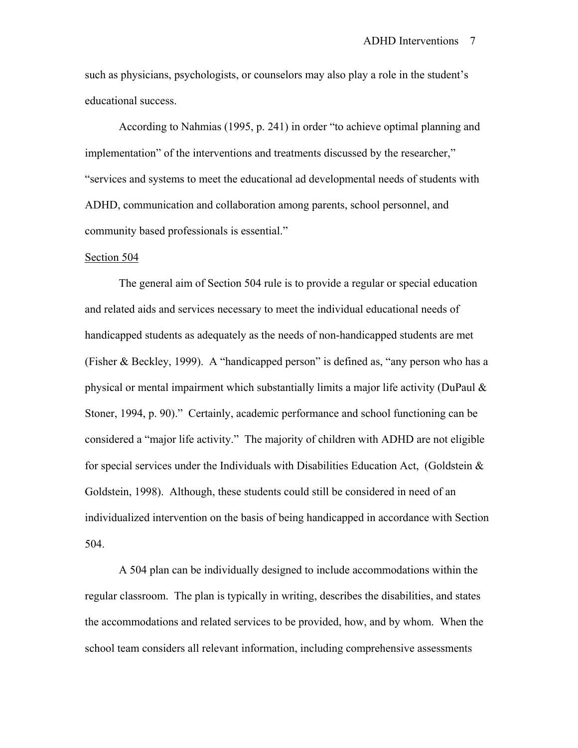such as physicians, psychologists, or counselors may also play a role in the student's educational success.

According to Nahmias (1995, p. 241) in order "to achieve optimal planning and implementation" of the interventions and treatments discussed by the researcher," "services and systems to meet the educational ad developmental needs of students with ADHD, communication and collaboration among parents, school personnel, and community based professionals is essential."

<u>Section 504</u>

The general aim of Section 504 rule is to provide a regular or special education and related aids and services necessary to meet the individual educational needs of handicapped students as adequately as the needs of non-handicapped students are met (Fisher & Beckley, 1999). A "handicapped person" is defined as, "any person who has a physical or mental impairment which substantially limits a major life activity (DuPaul & Stoner, 1994, p. 90)." Certainly, academic performance and school functioning can be considered a "major life activity." The majority of children with ADHD are not eligible for special services under the Individuals with Disabilities Education Act, (Goldstein & Goldstein, 1998). Although, these students could still be considered in need of an individualized intervention on the basis of being handicapped in accordance with Section 504.

A 504 plan can be individually designed to include accommodations within the regular classroom. The plan is typically in writing, describes the disabilities, and states the accommodations and related services to be provided, how, and by whom. When the school team considers all relevant information, including comprehensive assessments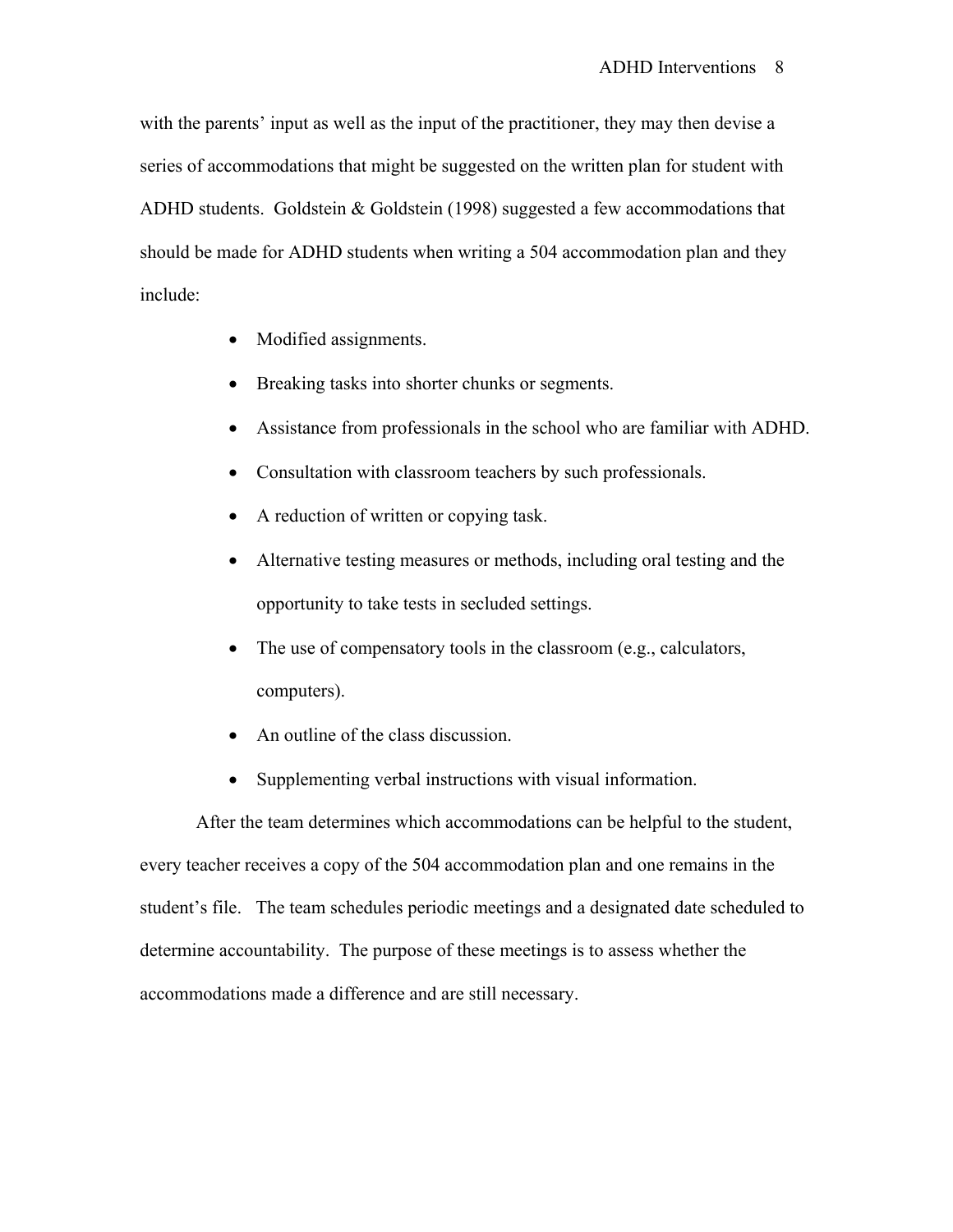with the parents' input as well as the input of the practitioner, they may then devise a series of accommodations that might be suggested on the written plan for student with ADHD students. Goldstein & Goldstein (1998) suggested a few accommodations that should be made for ADHD students when writing a 504 accommodation plan and they include:

- Modified assignments.
- Breaking tasks into shorter chunks or segments.
- Assistance from professionals in the school who are familiar with ADHD.
- Consultation with classroom teachers by such professionals.
- A reduction of written or copying task.
- Alternative testing measures or methods, including oral testing and the opportunity to take tests in secluded settings.
- The use of compensatory tools in the classroom (e.g., calculators, computers).
- An outline of the class discussion.
- Supplementing verbal instructions with visual information.

After the team determines which accommodations can be helpful to the student, every teacher receives a copy of the 504 accommodation plan and one remains in the student's file. The team schedules periodic meetings and a designated date scheduled to determine accountability. The purpose of these meetings is to assess whether the accommodations made a difference and are still necessary.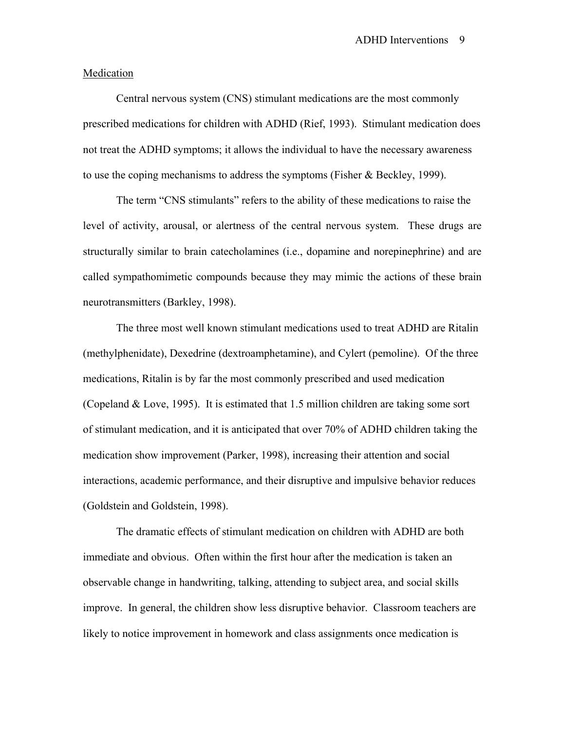<u>Medication</u>

Central nervous system (CNS) stimulant medications are the most commonly prescribed medications for children with ADHD (Rief, 1993). Stimulant medication does not treat the ADHD symptoms; it allows the individual to have the necessary awareness to use the coping mechanisms to address the symptoms (Fisher & Beckley, 1999).

The term "CNS stimulants" refers to the ability of these medications to raise the level of activity, arousal, or alertness of the central nervous system. These drugs are structurally similar to brain catecholamines (i.e., dopamine and norepinephrine) and are called sympathomimetic compounds because they may mimic the actions of these brain neurotransmitters (Barkley, 1998).

The three most well known stimulant medications used to treat ADHD are Ritalin (methylphenidate), Dexedrine (dextroamphetamine), and Cylert (pemoline). Of the three medications, Ritalin is by far the most commonly prescribed and used medication (Copeland & Love, 1995). It is estimated that 1.5 million children are taking some sort of stimulant medication, and it is anticipated that over 70% of ADHD children taking the medication show improvement (Parker, 1998), increasing their attention and social interactions, academic performance, and their disruptive and impulsive behavior reduces (Goldstein and Goldstein, 1998).

The dramatic effects of stimulant medication on children with ADHD are both immediate and obvious. Often within the first hour after the medication is taken an observable change in handwriting, talking, attending to subject area, and social skills improve. In general, the children show less disruptive behavior. Classroom teachers are likely to notice improvement in homework and class assignments once medication is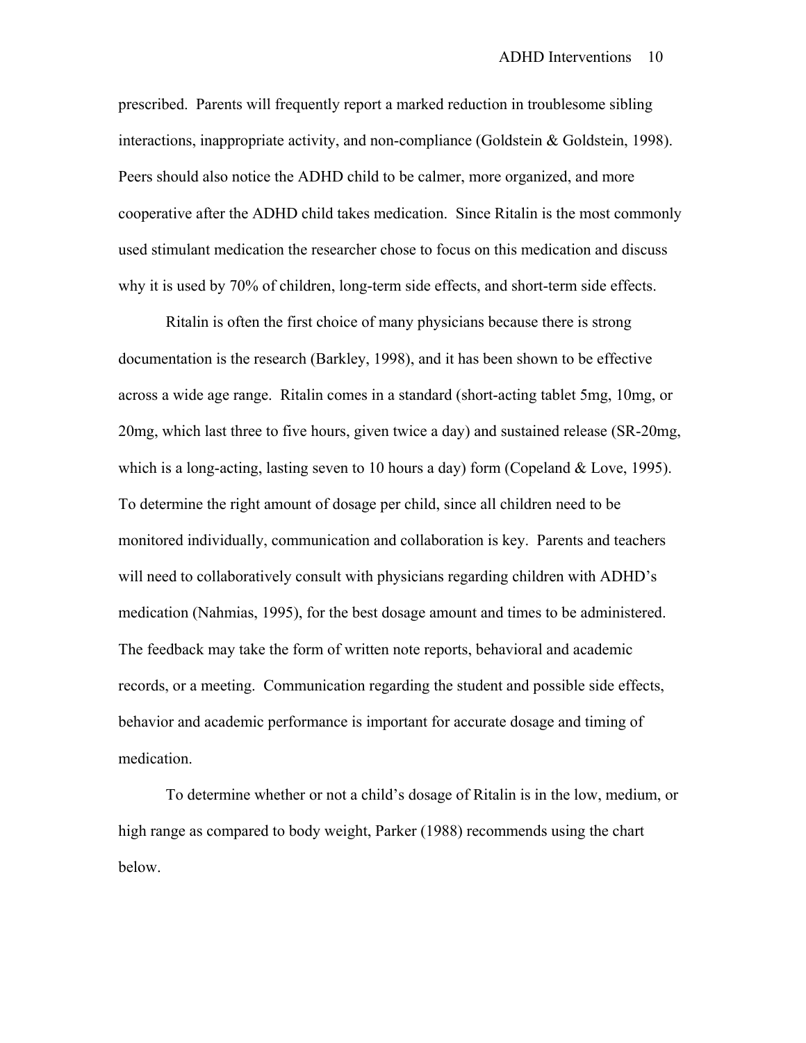prescribed. Parents will frequently report a marked reduction in troublesome sibling interactions, inappropriate activity, and non-compliance (Goldstein & Goldstein, 1998). Peers should also notice the ADHD child to be calmer, more organized, and more cooperative after the ADHD child takes medication. Since Ritalin is the most commonly used stimulant medication the researcher chose to focus on this medication and discuss why it is used by 70% of children, long-term side effects, and short-term side effects.

Ritalin is often the first choice of many physicians because there is strong documentation is the research (Barkley, 1998), and it has been shown to be effective across a wide age range. Ritalin comes in a standard (short-acting tablet 5mg, 10mg, or 20mg, which last three to five hours, given twice a day) and sustained release (SR-20mg, which is a long-acting, lasting seven to 10 hours a day) form (Copeland & Love, 1995). To determine the right amount of dosage per child, since all children need to be monitored individually, communication and collaboration is key. Parents and teachers will need to collaboratively consult with physicians regarding children with ADHD's medication (Nahmias, 1995), for the best dosage amount and times to be administered. The feedback may take the form of written note reports, behavioral and academic records, or a meeting. Communication regarding the student and possible side effects, behavior and academic performance is important for accurate dosage and timing of medication.

To determine whether or not a child's dosage of Ritalin is in the low, medium, or high range as compared to body weight, Parker (1988) recommends using the chart below.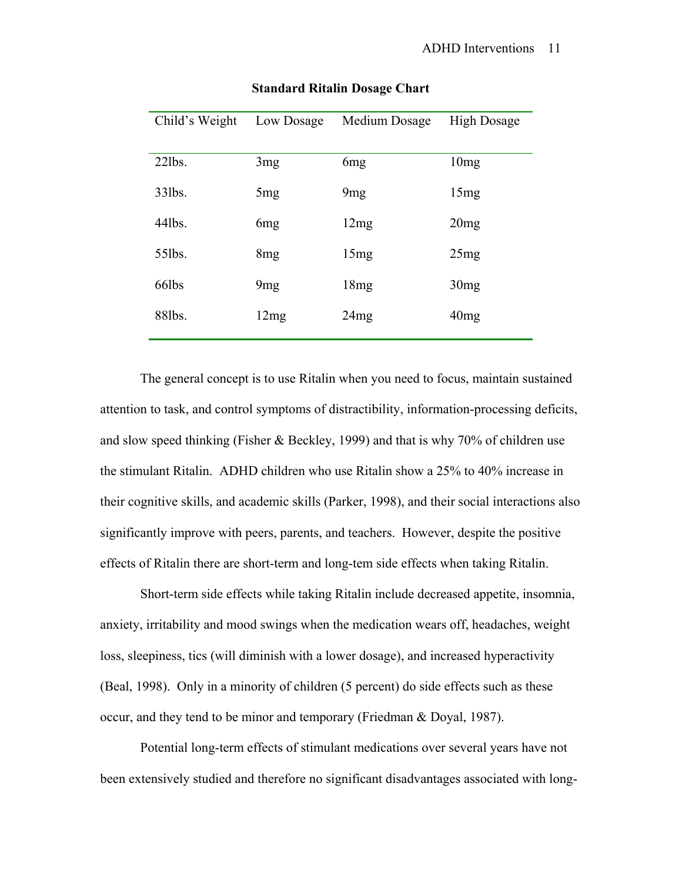**Standard Ritalin Dosage Chart**

| Child's Weight | Low Dosage | Medium Dosage | High Dosage |
|---|---|---|---|
| 22lbs. | 3mg | 6mg | 10mg |
| 33lbs. | 5mg | 9mg | 15mg |
| 44lbs. | 6mg | 12mg | 20mg |
| 55lbs. | 8mg | 15mg | 25mg |
| 66lbs | 9mg | 18mg | 30mg |
| 88lbs. | 12mg | 24mg | 40mg |

The general concept is to use Ritalin when you need to focus, maintain sustained attention to task, and control symptoms of distractibility, information-processing deficits, and slow speed thinking (Fisher & Beckley, 1999) and that is why 70% of children use the stimulant Ritalin. ADHD children who use Ritalin show a 25% to 40% increase in their cognitive skills, and academic skills (Parker, 1998), and their social interactions also significantly improve with peers, parents, and teachers. However, despite the positive effects of Ritalin there are short-term and long-tem side effects when taking Ritalin.

Short-term side effects while taking Ritalin include decreased appetite, insomnia, anxiety, irritability and mood swings when the medication wears off, headaches, weight loss, sleepiness, tics (will diminish with a lower dosage), and increased hyperactivity (Beal, 1998). Only in a minority of children (5 percent) do side effects such as these occur, and they tend to be minor and temporary (Friedman & Doyal, 1987).

Potential long-term effects of stimulant medications over several years have not been extensively studied and therefore no significant disadvantages associated with long-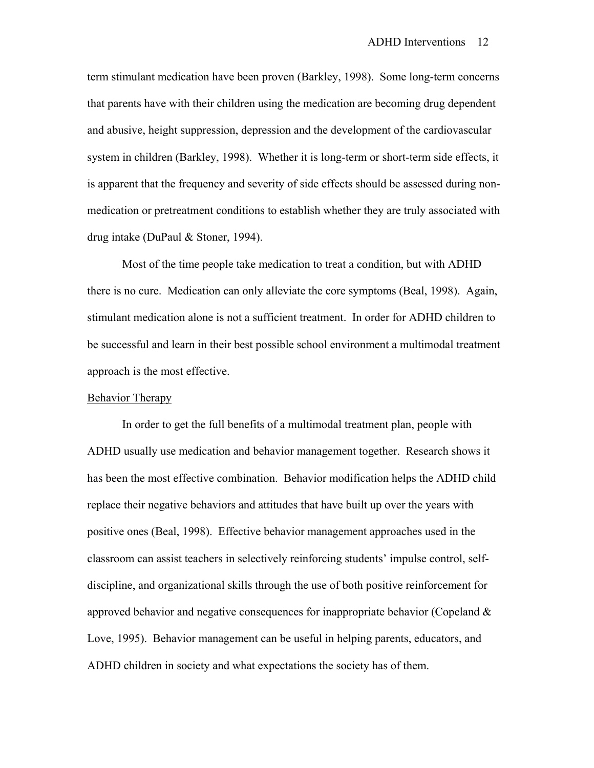term stimulant medication have been proven (Barkley, 1998). Some long-term concerns that parents have with their children using the medication are becoming drug dependent and abusive, height suppression, depression and the development of the cardiovascular system in children (Barkley, 1998). Whether it is long-term or short-term side effects, it is apparent that the frequency and severity of side effects should be assessed during non-medication or pretreatment conditions to establish whether they are truly associated with drug intake (DuPaul & Stoner, 1994).

Most of the time people take medication to treat a condition, but with ADHD there is no cure. Medication can only alleviate the core symptoms (Beal, 1998). Again, stimulant medication alone is not a sufficient treatment. In order for ADHD children to be successful and learn in their best possible school environment a multimodal treatment approach is the most effective.

## Behavior Therapy

In order to get the full benefits of a multimodal treatment plan, people with ADHD usually use medication and behavior management together. Research shows it has been the most effective combination. Behavior modification helps the ADHD child replace their negative behaviors and attitudes that have built up over the years with positive ones (Beal, 1998). Effective behavior management approaches used in the classroom can assist teachers in selectively reinforcing students' impulse control, self-discipline, and organizational skills through the use of both positive reinforcement for approved behavior and negative consequences for inappropriate behavior (Copeland & Love, 1995). Behavior management can be useful in helping parents, educators, and ADHD children in society and what expectations the society has of them.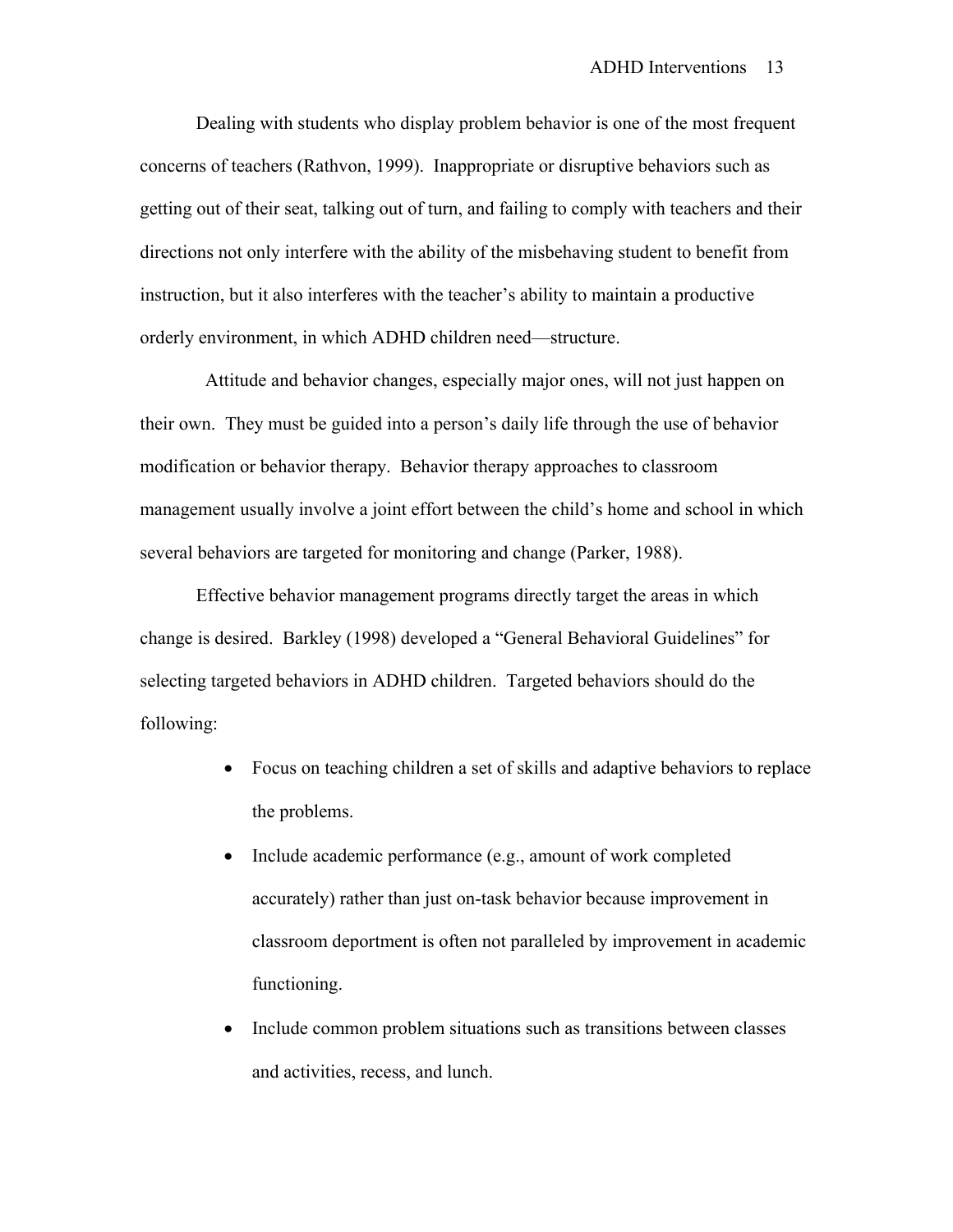Dealing with students who display problem behavior is one of the most frequent concerns of teachers (Rathvon, 1999). Inappropriate or disruptive behaviors such as getting out of their seat, talking out of turn, and failing to comply with teachers and their directions not only interfere with the ability of the misbehaving student to benefit from instruction, but it also interferes with the teacher's ability to maintain a productive orderly environment, in which ADHD children need—structure.

Attitude and behavior changes, especially major ones, will not just happen on their own. They must be guided into a person's daily life through the use of behavior modification or behavior therapy. Behavior therapy approaches to classroom management usually involve a joint effort between the child's home and school in which several behaviors are targeted for monitoring and change (Parker, 1988).

Effective behavior management programs directly target the areas in which change is desired. Barkley (1998) developed a "General Behavioral Guidelines" for selecting targeted behaviors in ADHD children. Targeted behaviors should do the following:

- Focus on teaching children a set of skills and adaptive behaviors to replace the problems.
- Include academic performance (e.g., amount of work completed accurately) rather than just on-task behavior because improvement in classroom deportment is often not paralleled by improvement in academic functioning.
- Include common problem situations such as transitions between classes and activities, recess, and lunch.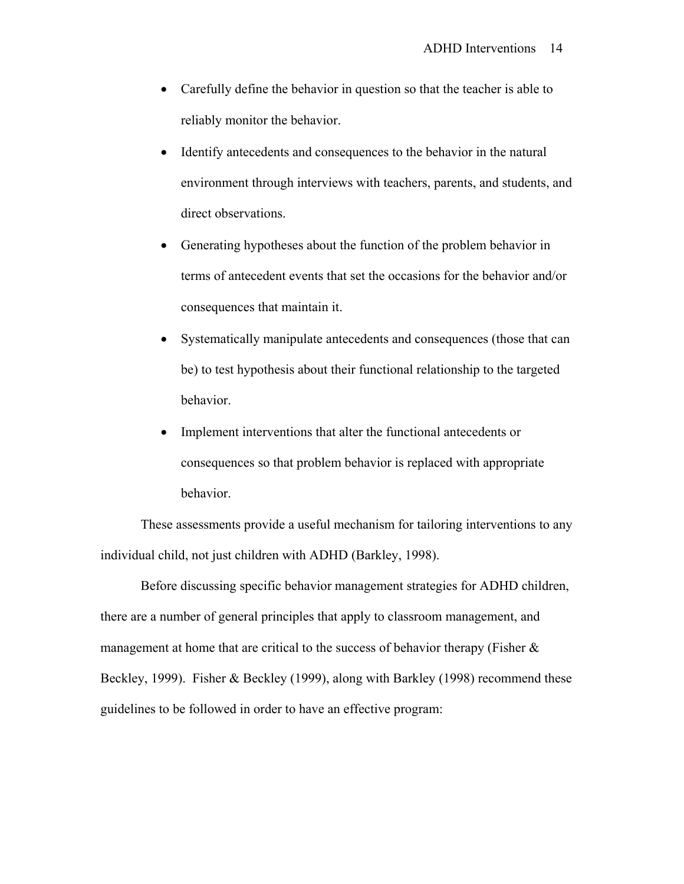- Carefully define the behavior in question so that the teacher is able to reliably monitor the behavior.
- Identify antecedents and consequences to the behavior in the natural environment through interviews with teachers, parents, and students, and direct observations.
- Generating hypotheses about the function of the problem behavior in terms of antecedent events that set the occasions for the behavior and/or consequences that maintain it.
- Systematically manipulate antecedents and consequences (those that can be) to test hypothesis about their functional relationship to the targeted behavior.
- Implement interventions that alter the functional antecedents or consequences so that problem behavior is replaced with appropriate behavior.

These assessments provide a useful mechanism for tailoring interventions to any individual child, not just children with ADHD (Barkley, 1998).

Before discussing specific behavior management strategies for ADHD children, there are a number of general principles that apply to classroom management, and management at home that are critical to the success of behavior therapy (Fisher & Beckley, 1999). Fisher & Beckley (1999), along with Barkley (1998) recommend these guidelines to be followed in order to have an effective program: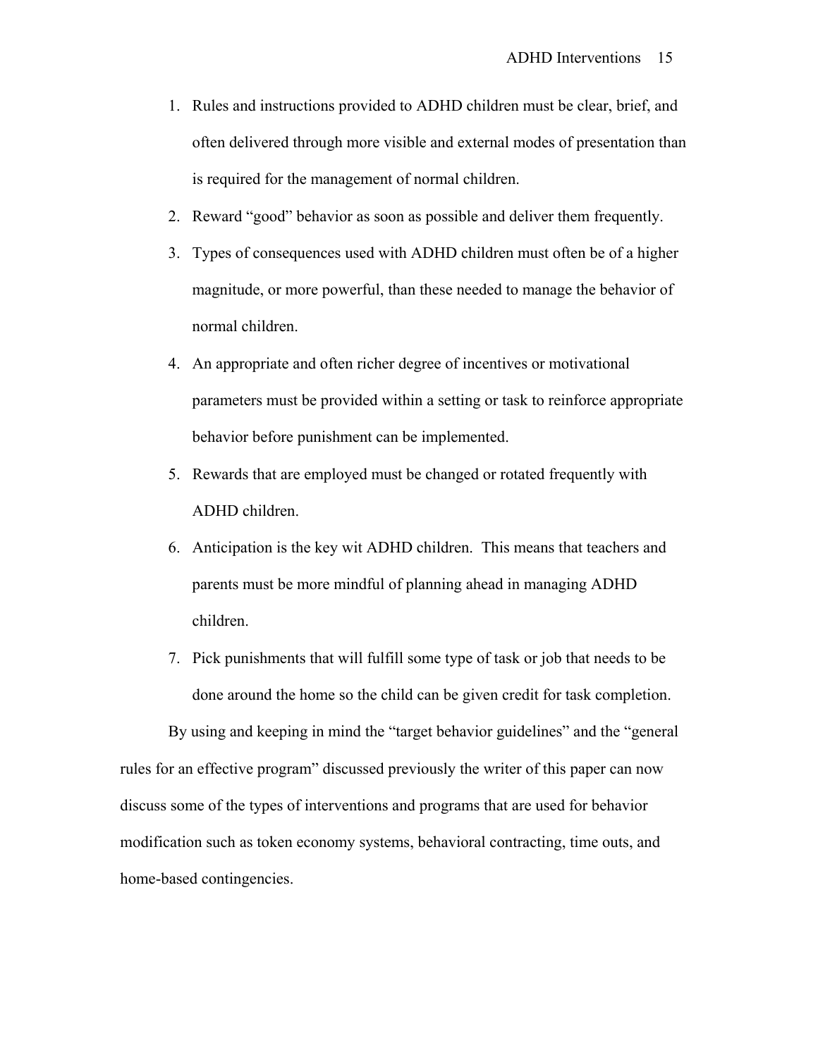1. Rules and instructions provided to ADHD children must be clear, brief, and often delivered through more visible and external modes of presentation than is required for the management of normal children.
2. Reward “good” behavior as soon as possible and deliver them frequently.
3. Types of consequences used with ADHD children must often be of a higher magnitude, or more powerful, than these needed to manage the behavior of normal children.
4. An appropriate and often richer degree of incentives or motivational parameters must be provided within a setting or task to reinforce appropriate behavior before punishment can be implemented.
5. Rewards that are employed must be changed or rotated frequently with ADHD children.
6. Anticipation is the key wit ADHD children. This means that teachers and parents must be more mindful of planning ahead in managing ADHD children.
7. Pick punishments that will fulfill some type of task or job that needs to be done around the home so the child can be given credit for task completion.

By using and keeping in mind the “target behavior guidelines” and the “general rules for an effective program” discussed previously the writer of this paper can now discuss some of the types of interventions and programs that are used for behavior modification such as token economy systems, behavioral contracting, time outs, and home-based contingencies.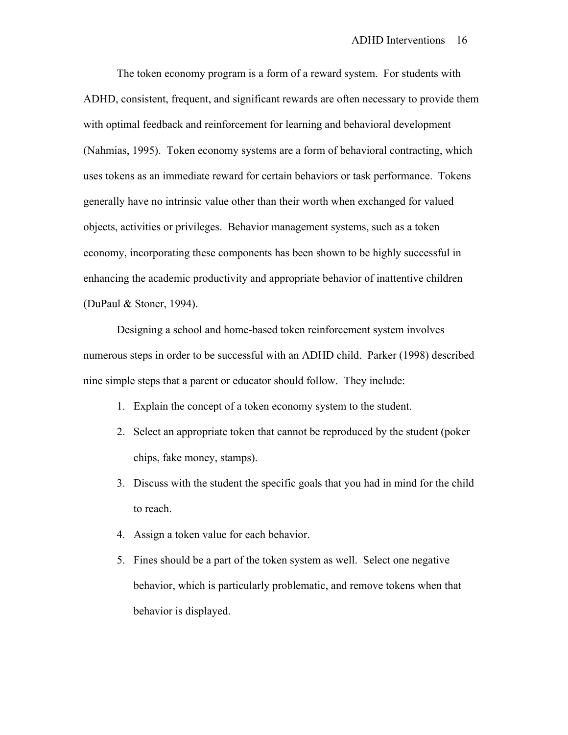The token economy program is a form of a reward system. For students with ADHD, consistent, frequent, and significant rewards are often necessary to provide them with optimal feedback and reinforcement for learning and behavioral development (Nahmias, 1995). Token economy systems are a form of behavioral contracting, which uses tokens as an immediate reward for certain behaviors or task performance. Tokens generally have no intrinsic value other than their worth when exchanged for valued objects, activities or privileges. Behavior management systems, such as a token economy, incorporating these components has been shown to be highly successful in enhancing the academic productivity and appropriate behavior of inattentive children (DuPaul & Stoner, 1994).

Designing a school and home-based token reinforcement system involves numerous steps in order to be successful with an ADHD child. Parker (1998) described nine simple steps that a parent or educator should follow. They include:

1. Explain the concept of a token economy system to the student.
2. Select an appropriate token that cannot be reproduced by the student (poker chips, fake money, stamps).
3. Discuss with the student the specific goals that you had in mind for the child to reach.
4. Assign a token value for each behavior.
5. Fines should be a part of the token system as well. Select one negative behavior, which is particularly problematic, and remove tokens when that behavior is displayed.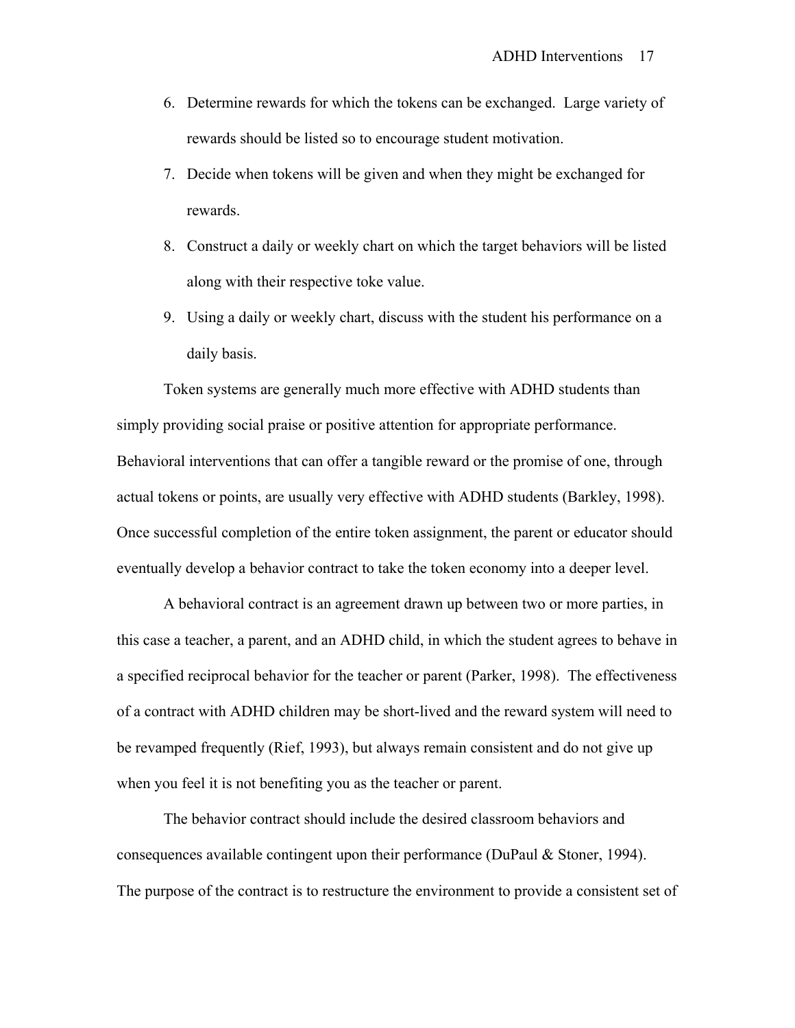6. Determine rewards for which the tokens can be exchanged. Large variety of rewards should be listed so to encourage student motivation.
7. Decide when tokens will be given and when they might be exchanged for rewards.
8. Construct a daily or weekly chart on which the target behaviors will be listed along with their respective toke value.
9. Using a daily or weekly chart, discuss with the student his performance on a daily basis.

Token systems are generally much more effective with ADHD students than simply providing social praise or positive attention for appropriate performance. Behavioral interventions that can offer a tangible reward or the promise of one, through actual tokens or points, are usually very effective with ADHD students (Barkley, 1998). Once successful completion of the entire token assignment, the parent or educator should eventually develop a behavior contract to take the token economy into a deeper level.

A behavioral contract is an agreement drawn up between two or more parties, in this case a teacher, a parent, and an ADHD child, in which the student agrees to behave in a specified reciprocal behavior for the teacher or parent (Parker, 1998). The effectiveness of a contract with ADHD children may be short-lived and the reward system will need to be revamped frequently (Rief, 1993), but always remain consistent and do not give up when you feel it is not benefiting you as the teacher or parent.

The behavior contract should include the desired classroom behaviors and consequences available contingent upon their performance (DuPaul & Stoner, 1994). The purpose of the contract is to restructure the environment to provide a consistent set of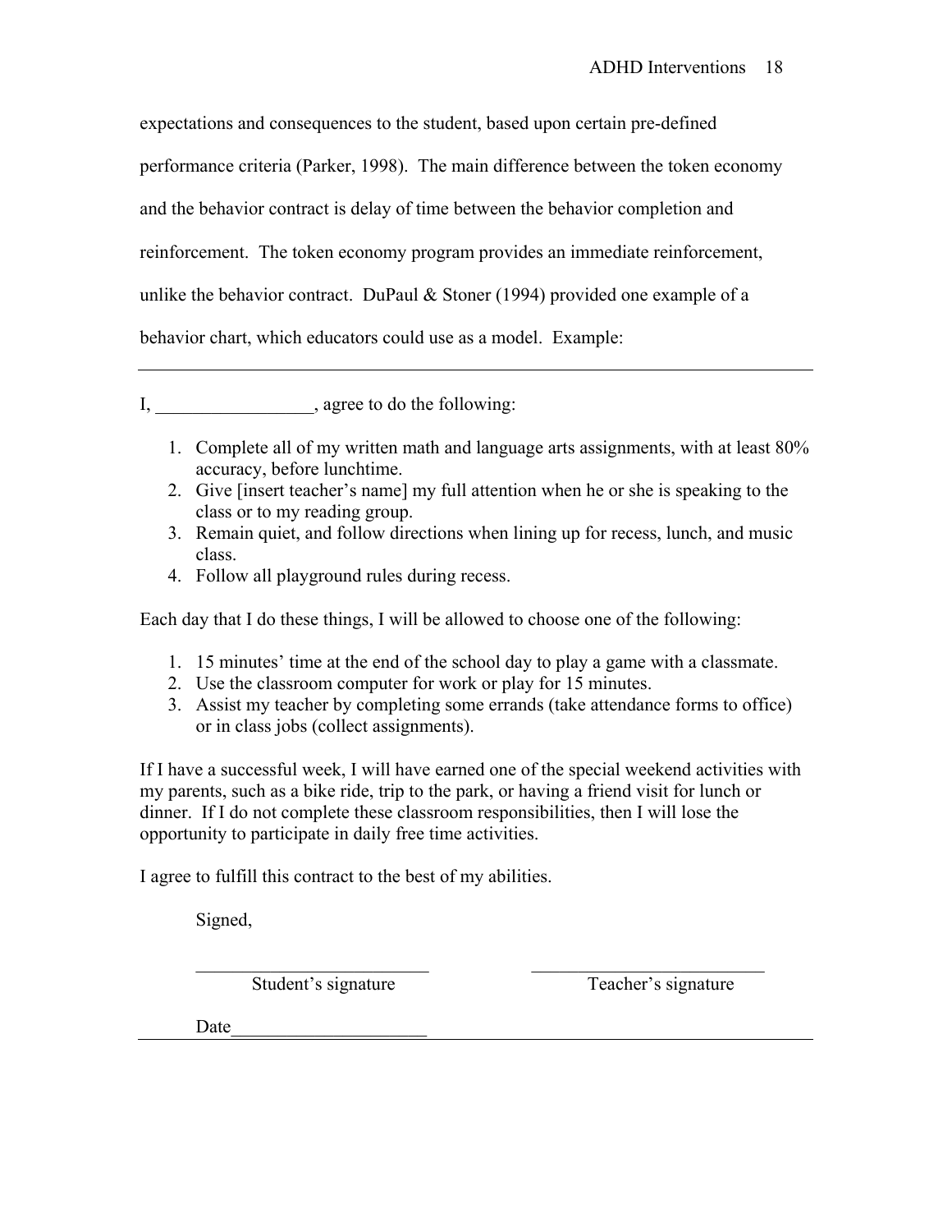expectations and consequences to the student, based upon certain pre-defined performance criteria (Parker, 1998). The main difference between the token economy and the behavior contract is delay of time between the behavior completion and reinforcement. The token economy program provides an immediate reinforcement, unlike the behavior contract. DuPaul & Stoner (1994) provided one example of a behavior chart, which educators could use as a model. Example:

---

I, _________________, agree to do the following:

1. Complete all of my written math and language arts assignments, with at least 80% accuracy, before lunchtime.
2. Give [insert teacher's name] my full attention when he or she is speaking to the class or to my reading group.
3. Remain quiet, and follow directions when lining up for recess, lunch, and music class.
4. Follow all playground rules during recess.

Each day that I do these things, I will be allowed to choose one of the following:

1. 15 minutes' time at the end of the school day to play a game with a classmate.
2. Use the classroom computer for work or play for 15 minutes.
3. Assist my teacher by completing some errands (take attendance forms to office) or in class jobs (collect assignments).

If I have a successful week, I will have earned one of the special weekend activities with my parents, such as a bike ride, trip to the park, or having a friend visit for lunch or dinner. If I do not complete these classroom responsibilities, then I will lose the opportunity to participate in daily free time activities.

I agree to fulfill this contract to the best of my abilities.

Signed,

_________________________ &nbsp;&nbsp;&nbsp;&nbsp; _________________________
Student's signature &nbsp;&nbsp;&nbsp;&nbsp; Teacher's signature

Date_____________________

---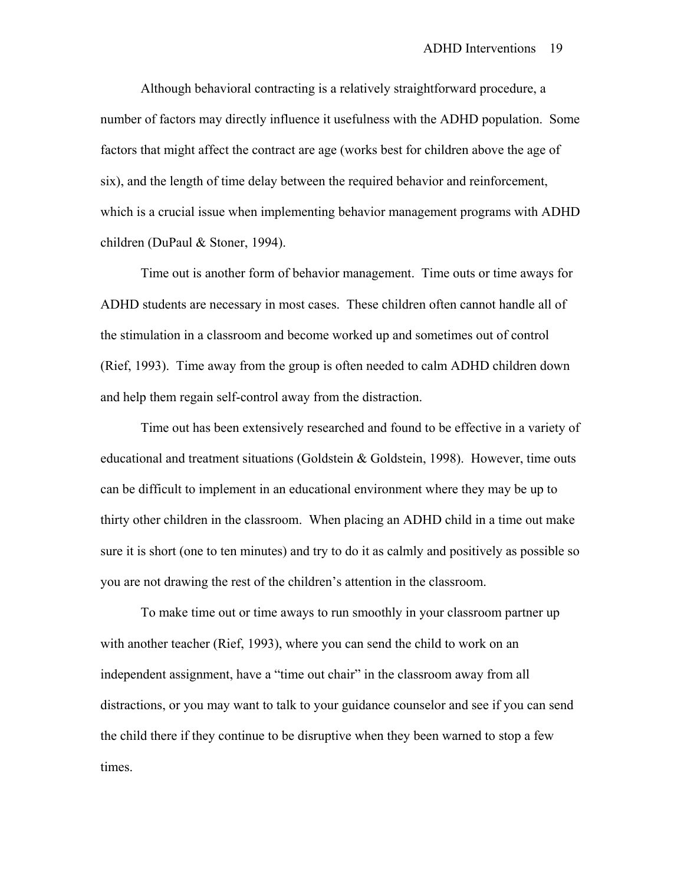Although behavioral contracting is a relatively straightforward procedure, a number of factors may directly influence it usefulness with the ADHD population. Some factors that might affect the contract are age (works best for children above the age of six), and the length of time delay between the required behavior and reinforcement, which is a crucial issue when implementing behavior management programs with ADHD children (DuPaul & Stoner, 1994).

Time out is another form of behavior management. Time outs or time aways for ADHD students are necessary in most cases. These children often cannot handle all of the stimulation in a classroom and become worked up and sometimes out of control (Rief, 1993). Time away from the group is often needed to calm ADHD children down and help them regain self-control away from the distraction.

Time out has been extensively researched and found to be effective in a variety of educational and treatment situations (Goldstein & Goldstein, 1998). However, time outs can be difficult to implement in an educational environment where they may be up to thirty other children in the classroom. When placing an ADHD child in a time out make sure it is short (one to ten minutes) and try to do it as calmly and positively as possible so you are not drawing the rest of the children's attention in the classroom.

To make time out or time aways to run smoothly in your classroom partner up with another teacher (Rief, 1993), where you can send the child to work on an independent assignment, have a "time out chair" in the classroom away from all distractions, or you may want to talk to your guidance counselor and see if you can send the child there if they continue to be disruptive when they been warned to stop a few times.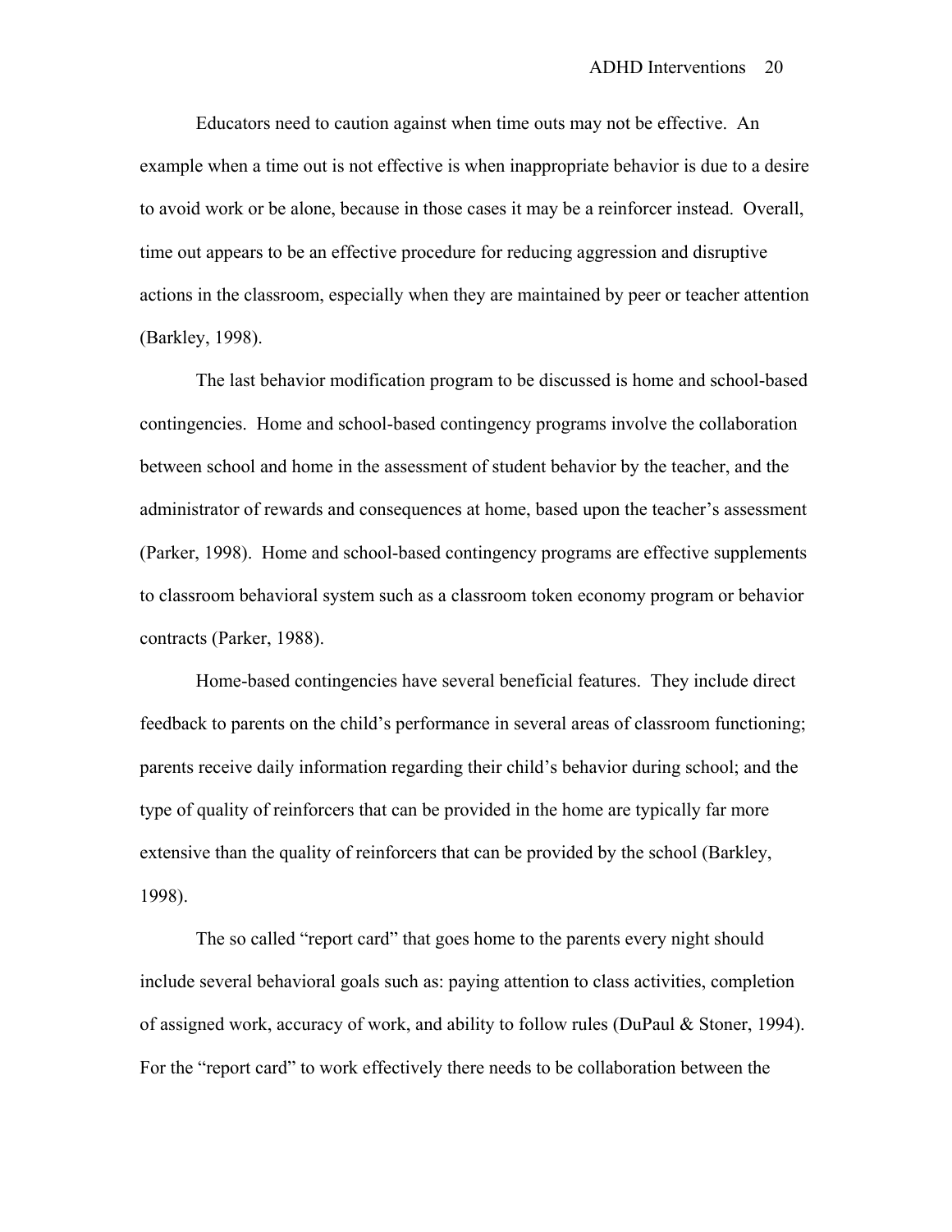Educators need to caution against when time outs may not be effective. An example when a time out is not effective is when inappropriate behavior is due to a desire to avoid work or be alone, because in those cases it may be a reinforcer instead. Overall, time out appears to be an effective procedure for reducing aggression and disruptive actions in the classroom, especially when they are maintained by peer or teacher attention (Barkley, 1998).

The last behavior modification program to be discussed is home and school-based contingencies. Home and school-based contingency programs involve the collaboration between school and home in the assessment of student behavior by the teacher, and the administrator of rewards and consequences at home, based upon the teacher's assessment (Parker, 1998). Home and school-based contingency programs are effective supplements to classroom behavioral system such as a classroom token economy program or behavior contracts (Parker, 1988).

Home-based contingencies have several beneficial features. They include direct feedback to parents on the child's performance in several areas of classroom functioning; parents receive daily information regarding their child's behavior during school; and the type of quality of reinforcers that can be provided in the home are typically far more extensive than the quality of reinforcers that can be provided by the school (Barkley, 1998).

The so called "report card" that goes home to the parents every night should include several behavioral goals such as: paying attention to class activities, completion of assigned work, accuracy of work, and ability to follow rules (DuPaul & Stoner, 1994). For the "report card" to work effectively there needs to be collaboration between the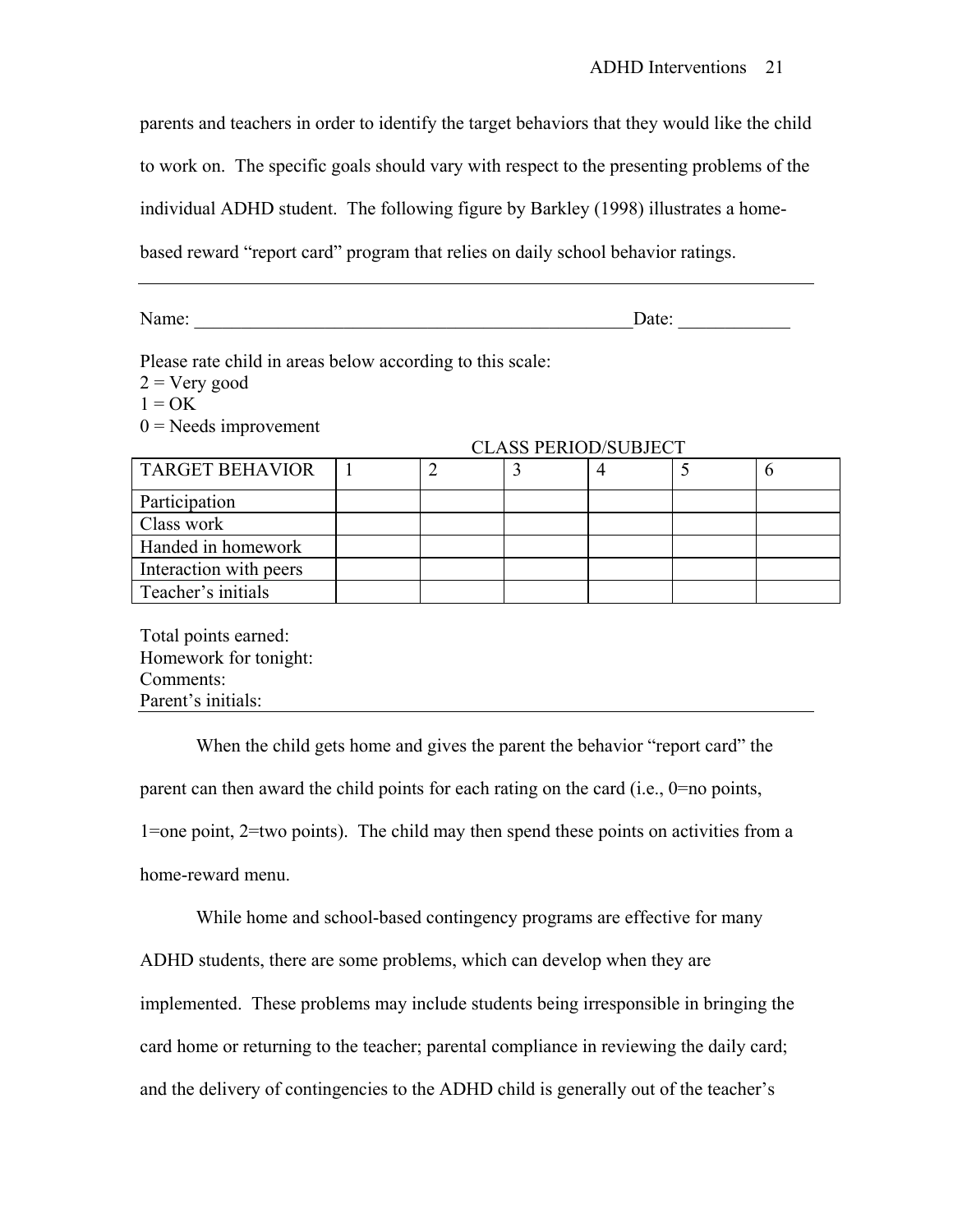parents and teachers in order to identify the target behaviors that they would like the child to work on. The specific goals should vary with respect to the presenting problems of the individual ADHD student. The following figure by Barkley (1998) illustrates a home-based reward "report card" program that relies on daily school behavior ratings.

---

Name: _______________________________________________Date: ____________

Please rate child in areas below according to this scale:
2 = Very good
1 = OK
0 = Needs improvement

| | CLASS PERIOD/SUBJECT | | | | | |
|---|---|---|---|---|---|---|
| TARGET BEHAVIOR | 1 | 2 | 3 | 4 | 5 | 6 |
| Participation | | | | | | |
| Class work | | | | | | |
| Handed in homework | | | | | | |
| Interaction with peers | | | | | | |
| Teacher's initials | | | | | | |

Total points earned:
Homework for tonight:
Comments:
Parent's initials:

---

When the child gets home and gives the parent the behavior "report card" the parent can then award the child points for each rating on the card (i.e., 0=no points, 1=one point, 2=two points). The child may then spend these points on activities from a home-reward menu.

While home and school-based contingency programs are effective for many ADHD students, there are some problems, which can develop when they are implemented. These problems may include students being irresponsible in bringing the card home or returning to the teacher; parental compliance in reviewing the daily card; and the delivery of contingencies to the ADHD child is generally out of the teacher's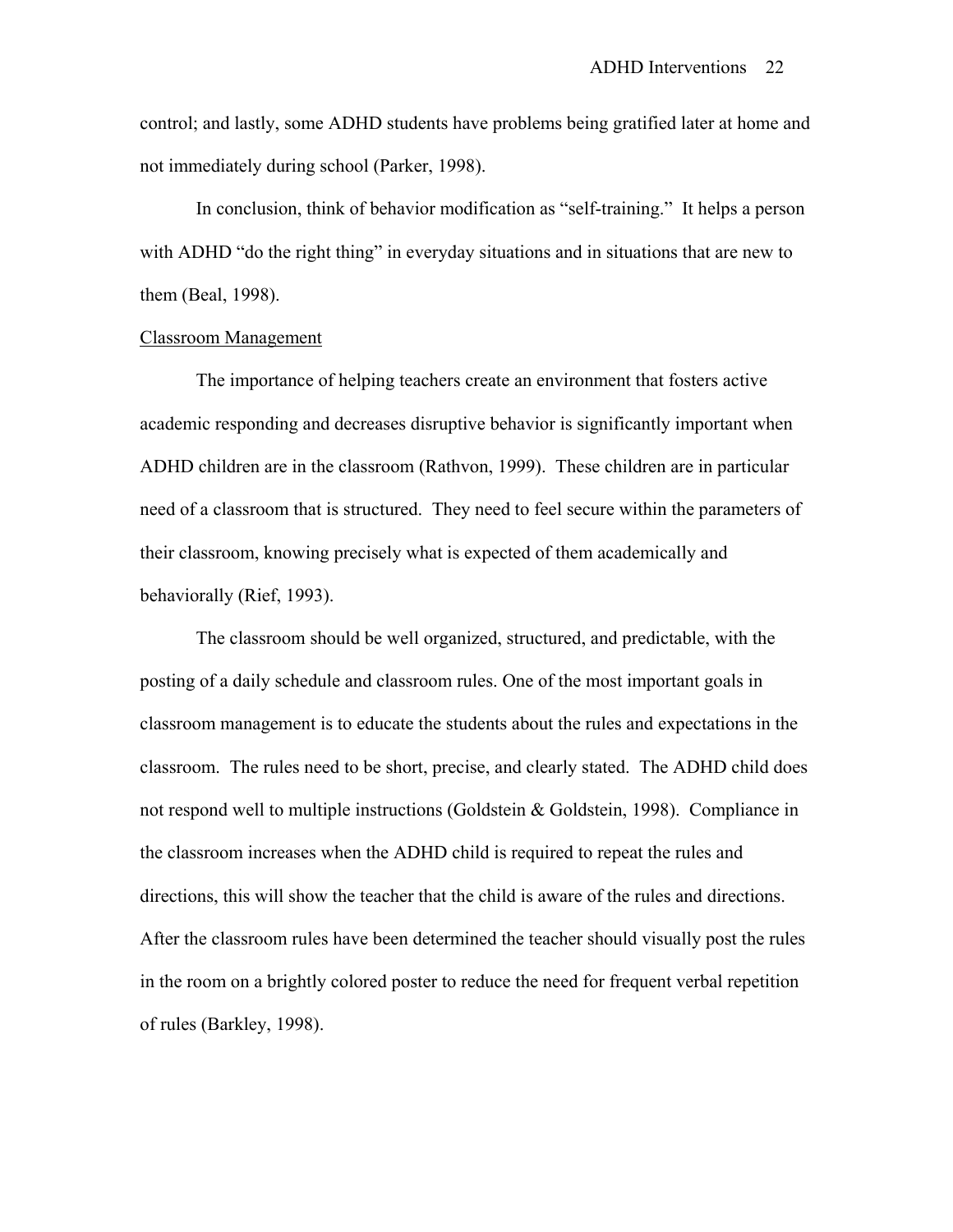control; and lastly, some ADHD students have problems being gratified later at home and not immediately during school (Parker, 1998).

In conclusion, think of behavior modification as "self-training." It helps a person with ADHD "do the right thing" in everyday situations and in situations that are new to them (Beal, 1998).

## Classroom Management

The importance of helping teachers create an environment that fosters active academic responding and decreases disruptive behavior is significantly important when ADHD children are in the classroom (Rathvon, 1999). These children are in particular need of a classroom that is structured. They need to feel secure within the parameters of their classroom, knowing precisely what is expected of them academically and behaviorally (Rief, 1993).

The classroom should be well organized, structured, and predictable, with the posting of a daily schedule and classroom rules. One of the most important goals in classroom management is to educate the students about the rules and expectations in the classroom. The rules need to be short, precise, and clearly stated. The ADHD child does not respond well to multiple instructions (Goldstein & Goldstein, 1998). Compliance in the classroom increases when the ADHD child is required to repeat the rules and directions, this will show the teacher that the child is aware of the rules and directions. After the classroom rules have been determined the teacher should visually post the rules in the room on a brightly colored poster to reduce the need for frequent verbal repetition of rules (Barkley, 1998).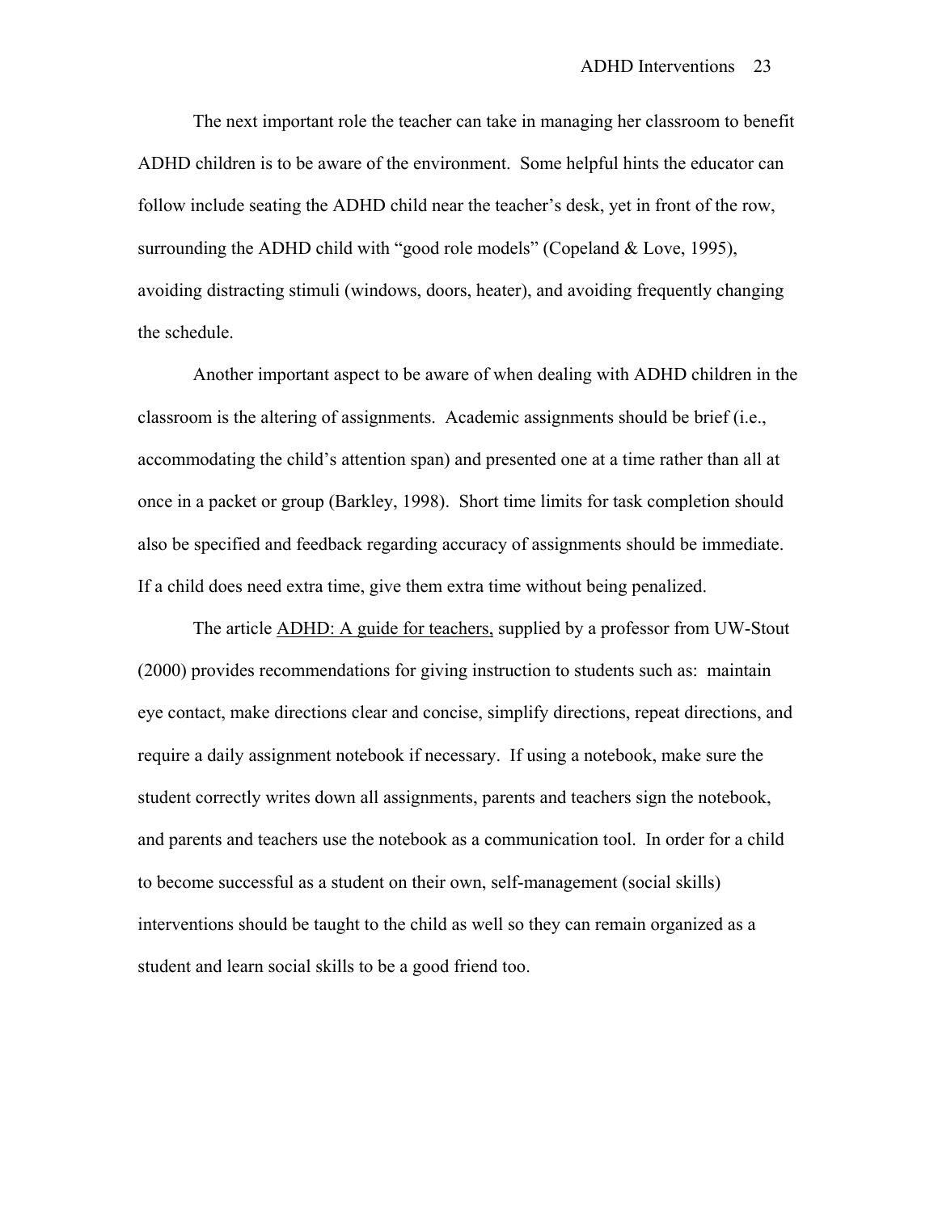The next important role the teacher can take in managing her classroom to benefit ADHD children is to be aware of the environment. Some helpful hints the educator can follow include seating the ADHD child near the teacher's desk, yet in front of the row, surrounding the ADHD child with "good role models" (Copeland & Love, 1995), avoiding distracting stimuli (windows, doors, heater), and avoiding frequently changing the schedule.

Another important aspect to be aware of when dealing with ADHD children in the classroom is the altering of assignments. Academic assignments should be brief (i.e., accommodating the child's attention span) and presented one at a time rather than all at once in a packet or group (Barkley, 1998). Short time limits for task completion should also be specified and feedback regarding accuracy of assignments should be immediate. If a child does need extra time, give them extra time without being penalized.

The article <u>ADHD: A guide for teachers,</u> supplied by a professor from UW-Stout (2000) provides recommendations for giving instruction to students such as: maintain eye contact, make directions clear and concise, simplify directions, repeat directions, and require a daily assignment notebook if necessary. If using a notebook, make sure the student correctly writes down all assignments, parents and teachers sign the notebook, and parents and teachers use the notebook as a communication tool. In order for a child to become successful as a student on their own, self-management (social skills) interventions should be taught to the child as well so they can remain organized as a student and learn social skills to be a good friend too.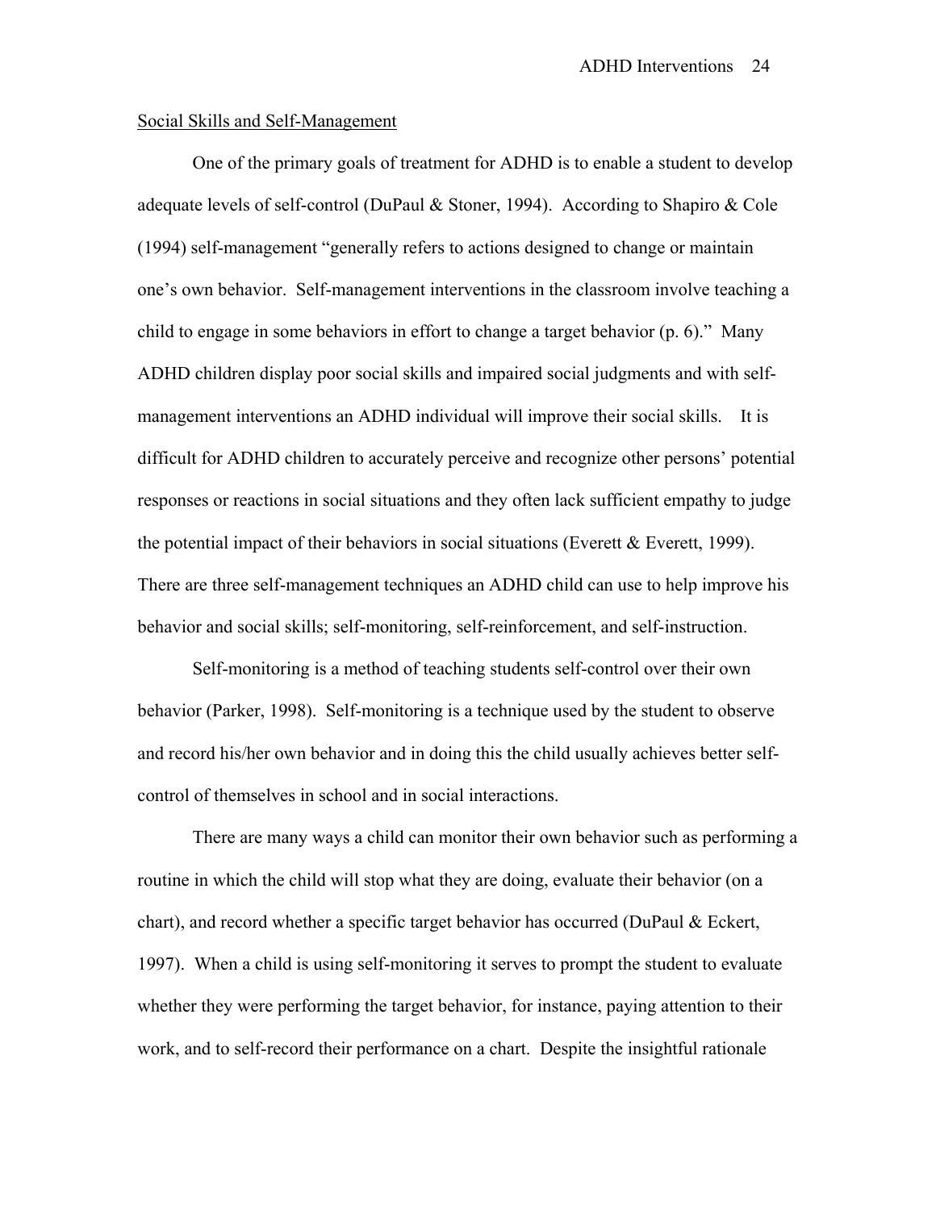Social Skills and Self-Management

One of the primary goals of treatment for ADHD is to enable a student to develop adequate levels of self-control (DuPaul & Stoner, 1994). According to Shapiro & Cole (1994) self-management "generally refers to actions designed to change or maintain one's own behavior. Self-management interventions in the classroom involve teaching a child to engage in some behaviors in effort to change a target behavior (p. 6)." Many ADHD children display poor social skills and impaired social judgments and with self-management interventions an ADHD individual will improve their social skills. It is difficult for ADHD children to accurately perceive and recognize other persons' potential responses or reactions in social situations and they often lack sufficient empathy to judge the potential impact of their behaviors in social situations (Everett & Everett, 1999). There are three self-management techniques an ADHD child can use to help improve his behavior and social skills; self-monitoring, self-reinforcement, and self-instruction.

Self-monitoring is a method of teaching students self-control over their own behavior (Parker, 1998). Self-monitoring is a technique used by the student to observe and record his/her own behavior and in doing this the child usually achieves better self-control of themselves in school and in social interactions.

There are many ways a child can monitor their own behavior such as performing a routine in which the child will stop what they are doing, evaluate their behavior (on a chart), and record whether a specific target behavior has occurred (DuPaul & Eckert, 1997). When a child is using self-monitoring it serves to prompt the student to evaluate whether they were performing the target behavior, for instance, paying attention to their work, and to self-record their performance on a chart. Despite the insightful rationale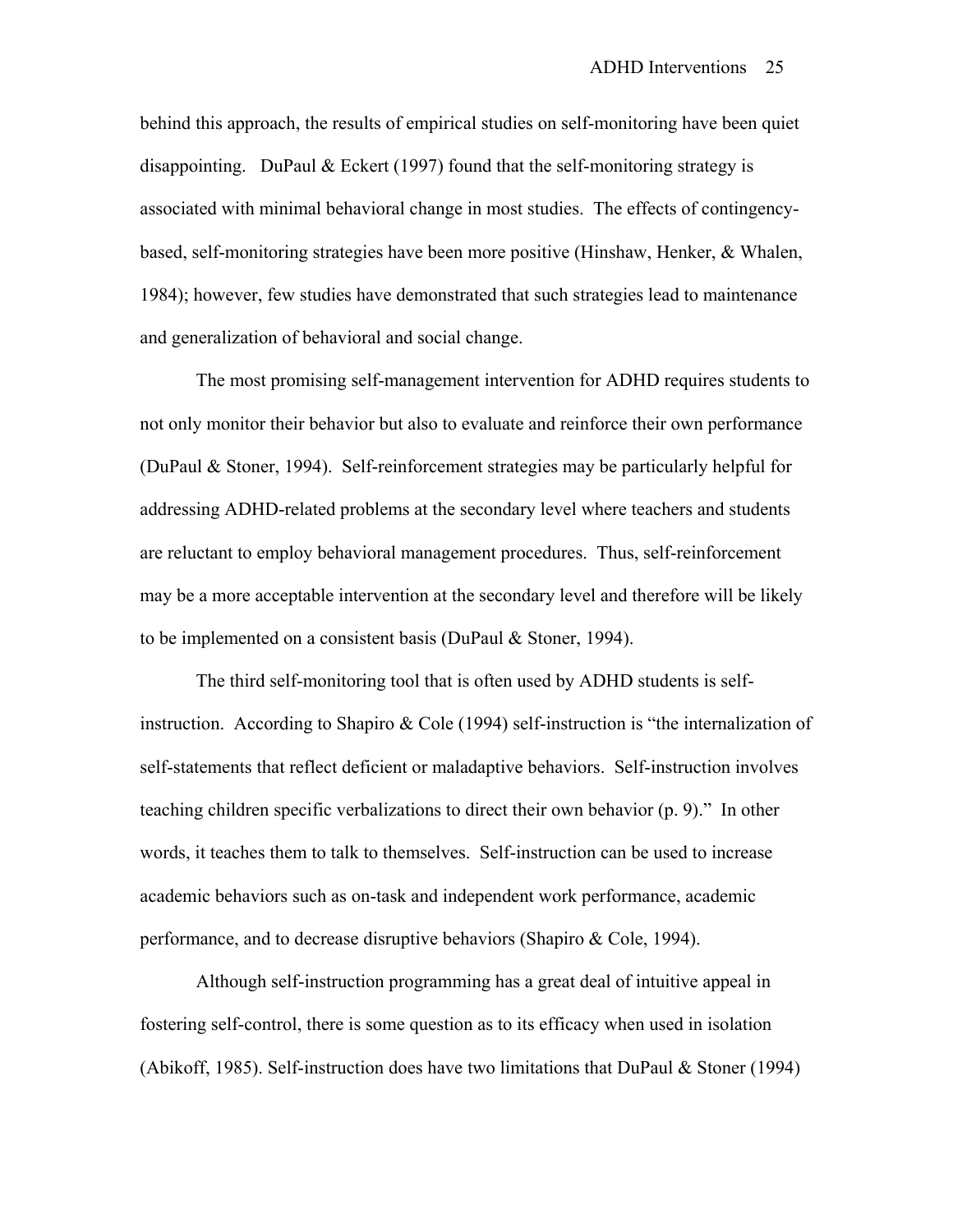behind this approach, the results of empirical studies on self-monitoring have been quiet disappointing. DuPaul & Eckert (1997) found that the self-monitoring strategy is associated with minimal behavioral change in most studies. The effects of contingency-based, self-monitoring strategies have been more positive (Hinshaw, Henker, & Whalen, 1984); however, few studies have demonstrated that such strategies lead to maintenance and generalization of behavioral and social change.

The most promising self-management intervention for ADHD requires students to not only monitor their behavior but also to evaluate and reinforce their own performance (DuPaul & Stoner, 1994). Self-reinforcement strategies may be particularly helpful for addressing ADHD-related problems at the secondary level where teachers and students are reluctant to employ behavioral management procedures. Thus, self-reinforcement may be a more acceptable intervention at the secondary level and therefore will be likely to be implemented on a consistent basis (DuPaul & Stoner, 1994).

The third self-monitoring tool that is often used by ADHD students is self-instruction. According to Shapiro & Cole (1994) self-instruction is "the internalization of self-statements that reflect deficient or maladaptive behaviors. Self-instruction involves teaching children specific verbalizations to direct their own behavior (p. 9)." In other words, it teaches them to talk to themselves. Self-instruction can be used to increase academic behaviors such as on-task and independent work performance, academic performance, and to decrease disruptive behaviors (Shapiro & Cole, 1994).

Although self-instruction programming has a great deal of intuitive appeal in fostering self-control, there is some question as to its efficacy when used in isolation (Abikoff, 1985). Self-instruction does have two limitations that DuPaul & Stoner (1994)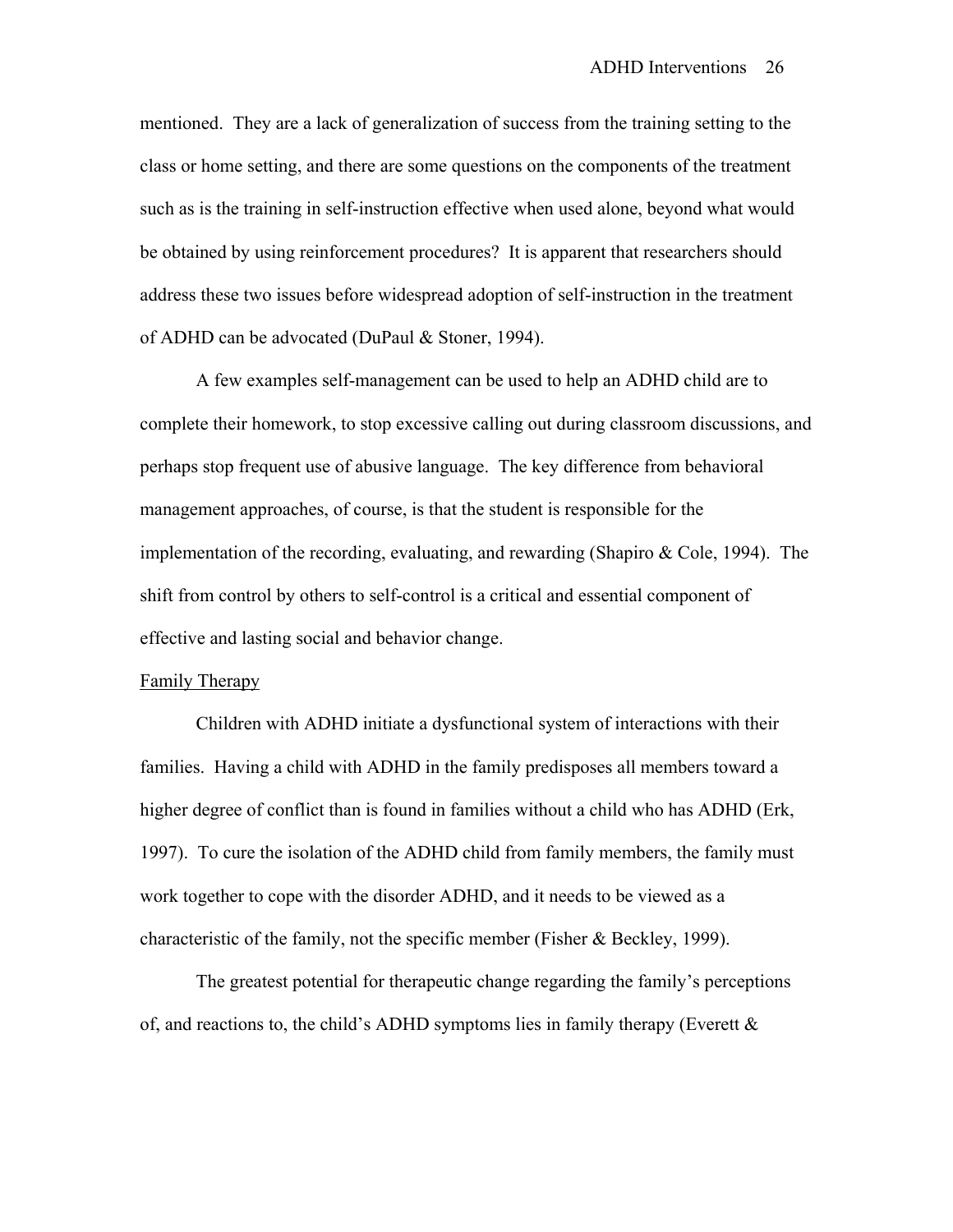mentioned. They are a lack of generalization of success from the training setting to the class or home setting, and there are some questions on the components of the treatment such as is the training in self-instruction effective when used alone, beyond what would be obtained by using reinforcement procedures? It is apparent that researchers should address these two issues before widespread adoption of self-instruction in the treatment of ADHD can be advocated (DuPaul & Stoner, 1994).

A few examples self-management can be used to help an ADHD child are to complete their homework, to stop excessive calling out during classroom discussions, and perhaps stop frequent use of abusive language. The key difference from behavioral management approaches, of course, is that the student is responsible for the implementation of the recording, evaluating, and rewarding (Shapiro & Cole, 1994). The shift from control by others to self-control is a critical and essential component of effective and lasting social and behavior change.

<u>Family Therapy</u>

Children with ADHD initiate a dysfunctional system of interactions with their families. Having a child with ADHD in the family predisposes all members toward a higher degree of conflict than is found in families without a child who has ADHD (Erk, 1997). To cure the isolation of the ADHD child from family members, the family must work together to cope with the disorder ADHD, and it needs to be viewed as a characteristic of the family, not the specific member (Fisher & Beckley, 1999).

The greatest potential for therapeutic change regarding the family's perceptions of, and reactions to, the child's ADHD symptoms lies in family therapy (Everett &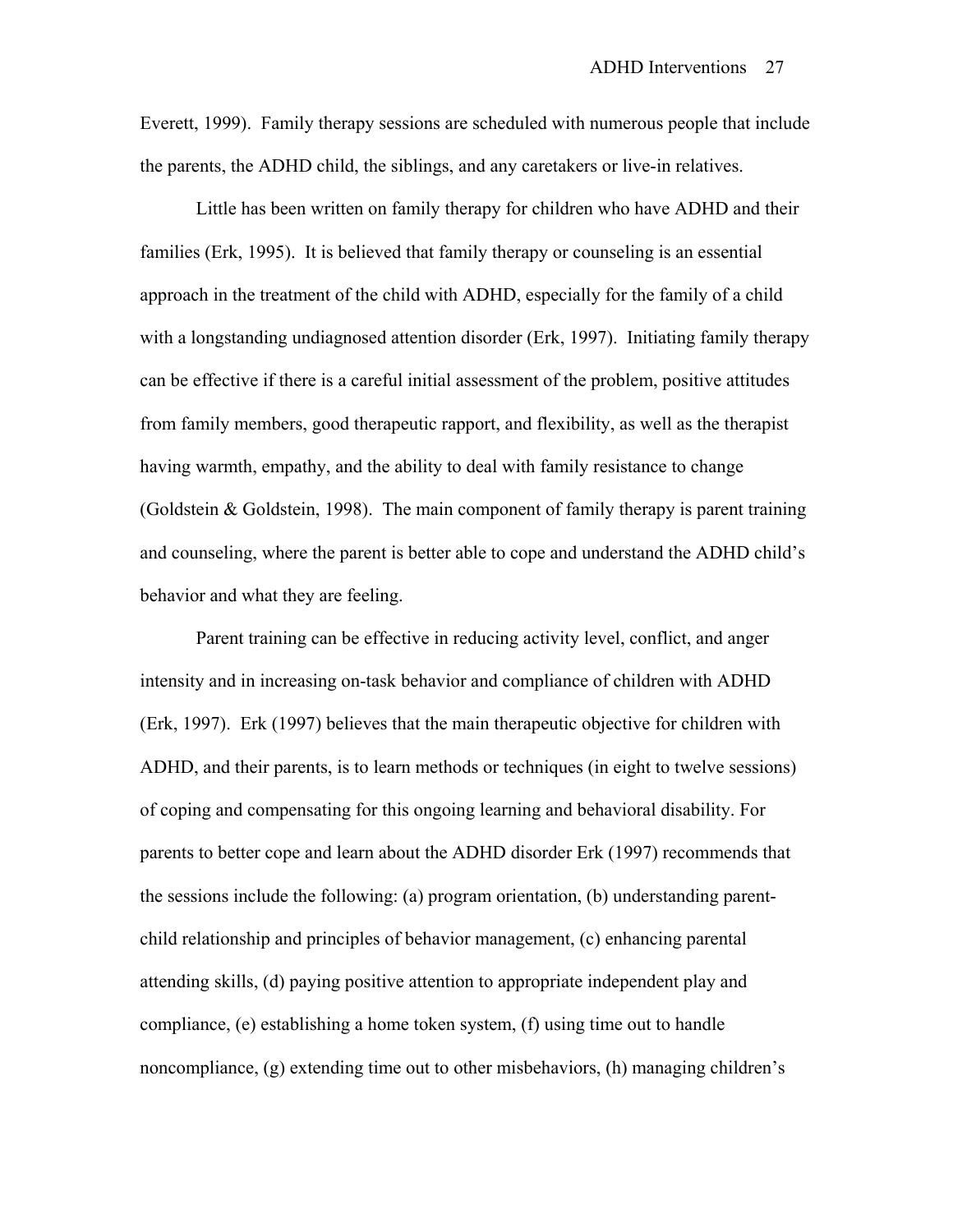Everett, 1999). Family therapy sessions are scheduled with numerous people that include the parents, the ADHD child, the siblings, and any caretakers or live-in relatives.

Little has been written on family therapy for children who have ADHD and their families (Erk, 1995). It is believed that family therapy or counseling is an essential approach in the treatment of the child with ADHD, especially for the family of a child with a longstanding undiagnosed attention disorder (Erk, 1997). Initiating family therapy can be effective if there is a careful initial assessment of the problem, positive attitudes from family members, good therapeutic rapport, and flexibility, as well as the therapist having warmth, empathy, and the ability to deal with family resistance to change (Goldstein & Goldstein, 1998). The main component of family therapy is parent training and counseling, where the parent is better able to cope and understand the ADHD child's behavior and what they are feeling.

Parent training can be effective in reducing activity level, conflict, and anger intensity and in increasing on-task behavior and compliance of children with ADHD (Erk, 1997). Erk (1997) believes that the main therapeutic objective for children with ADHD, and their parents, is to learn methods or techniques (in eight to twelve sessions) of coping and compensating for this ongoing learning and behavioral disability. For parents to better cope and learn about the ADHD disorder Erk (1997) recommends that the sessions include the following: (a) program orientation, (b) understanding parent-child relationship and principles of behavior management, (c) enhancing parental attending skills, (d) paying positive attention to appropriate independent play and compliance, (e) establishing a home token system, (f) using time out to handle noncompliance, (g) extending time out to other misbehaviors, (h) managing children's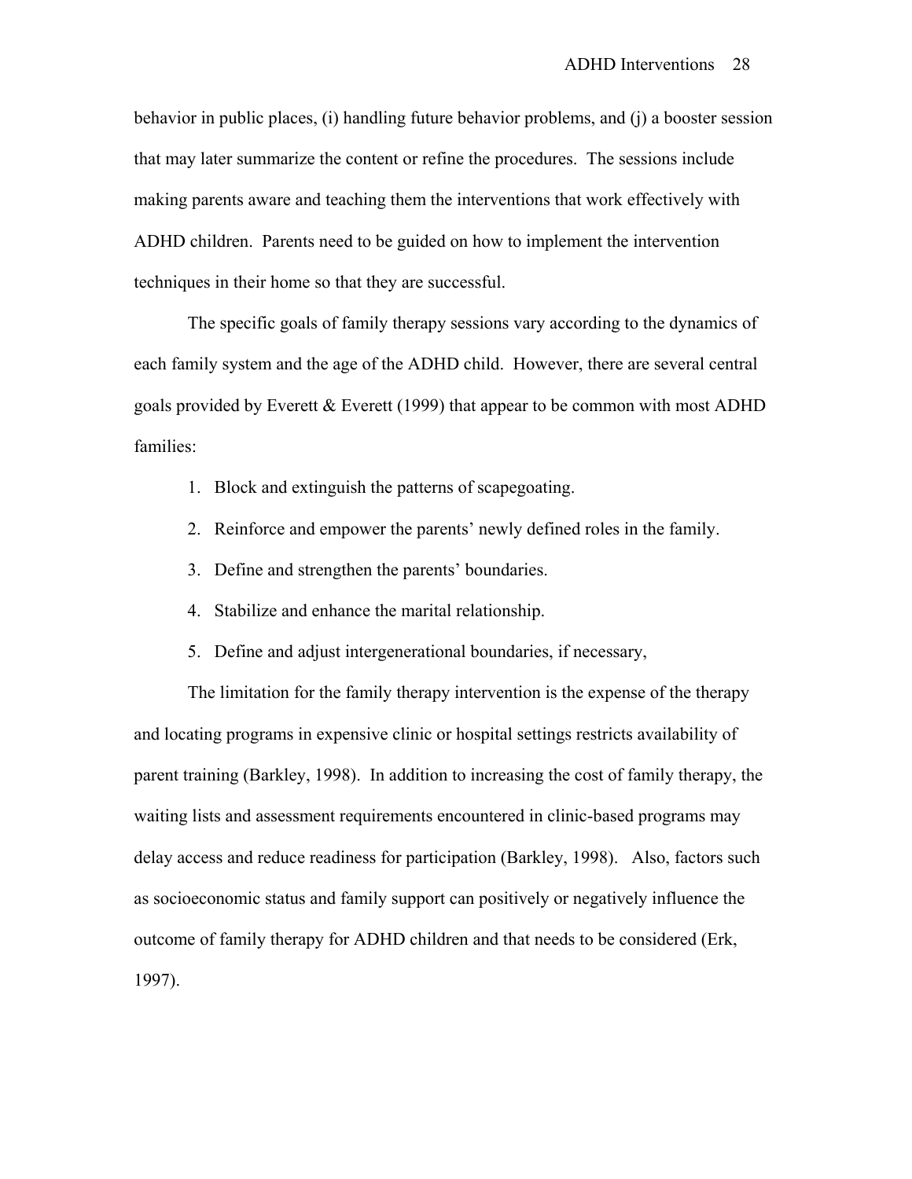behavior in public places, (i) handling future behavior problems, and (j) a booster session that may later summarize the content or refine the procedures. The sessions include making parents aware and teaching them the interventions that work effectively with ADHD children. Parents need to be guided on how to implement the intervention techniques in their home so that they are successful.

The specific goals of family therapy sessions vary according to the dynamics of each family system and the age of the ADHD child. However, there are several central goals provided by Everett & Everett (1999) that appear to be common with most ADHD families:

1. Block and extinguish the patterns of scapegoating.
2. Reinforce and empower the parents' newly defined roles in the family.
3. Define and strengthen the parents' boundaries.
4. Stabilize and enhance the marital relationship.
5. Define and adjust intergenerational boundaries, if necessary,

The limitation for the family therapy intervention is the expense of the therapy and locating programs in expensive clinic or hospital settings restricts availability of parent training (Barkley, 1998). In addition to increasing the cost of family therapy, the waiting lists and assessment requirements encountered in clinic-based programs may delay access and reduce readiness for participation (Barkley, 1998). Also, factors such as socioeconomic status and family support can positively or negatively influence the outcome of family therapy for ADHD children and that needs to be considered (Erk, 1997).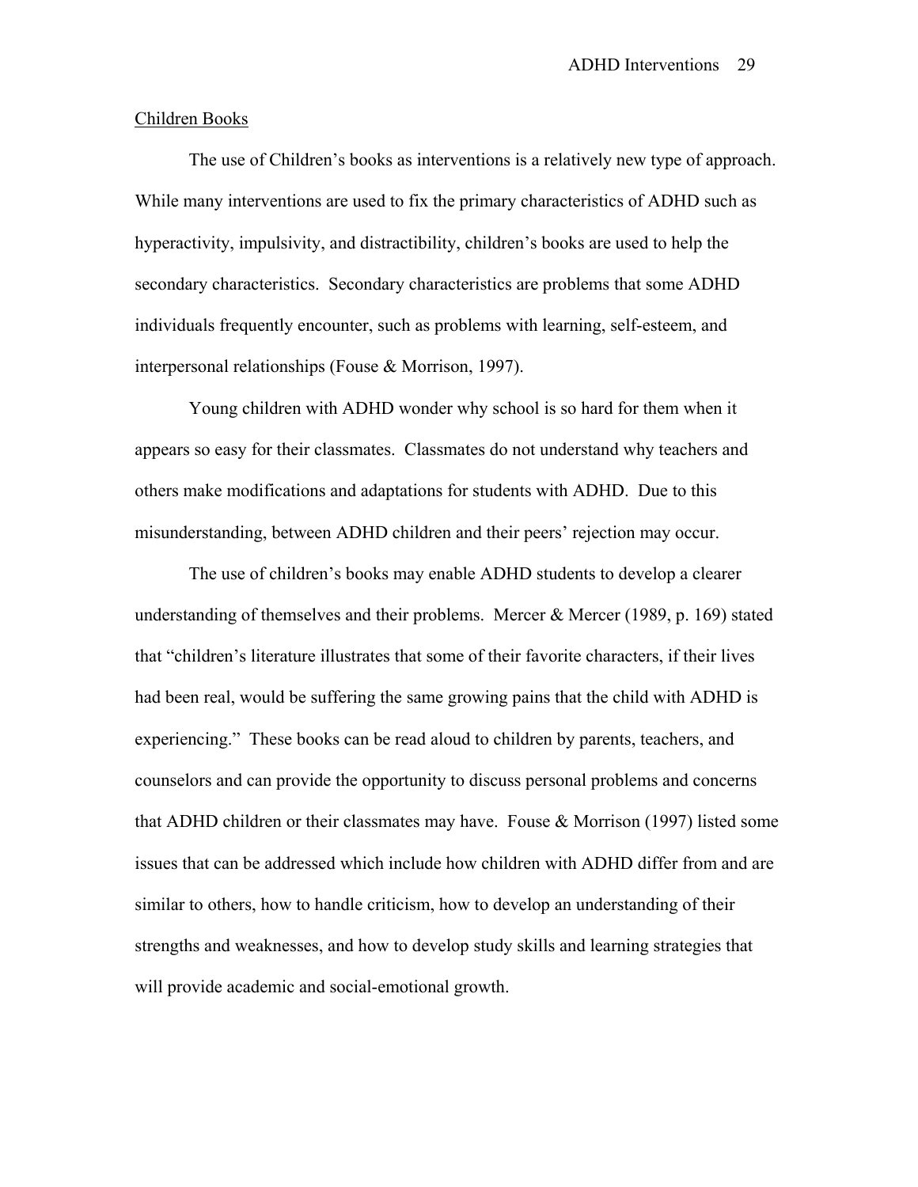## Children Books

The use of Children's books as interventions is a relatively new type of approach. While many interventions are used to fix the primary characteristics of ADHD such as hyperactivity, impulsivity, and distractibility, children's books are used to help the secondary characteristics. Secondary characteristics are problems that some ADHD individuals frequently encounter, such as problems with learning, self-esteem, and interpersonal relationships (Fouse & Morrison, 1997).

Young children with ADHD wonder why school is so hard for them when it appears so easy for their classmates. Classmates do not understand why teachers and others make modifications and adaptations for students with ADHD. Due to this misunderstanding, between ADHD children and their peers' rejection may occur.

The use of children's books may enable ADHD students to develop a clearer understanding of themselves and their problems. Mercer & Mercer (1989, p. 169) stated that "children's literature illustrates that some of their favorite characters, if their lives had been real, would be suffering the same growing pains that the child with ADHD is experiencing." These books can be read aloud to children by parents, teachers, and counselors and can provide the opportunity to discuss personal problems and concerns that ADHD children or their classmates may have. Fouse & Morrison (1997) listed some issues that can be addressed which include how children with ADHD differ from and are similar to others, how to handle criticism, how to develop an understanding of their strengths and weaknesses, and how to develop study skills and learning strategies that will provide academic and social-emotional growth.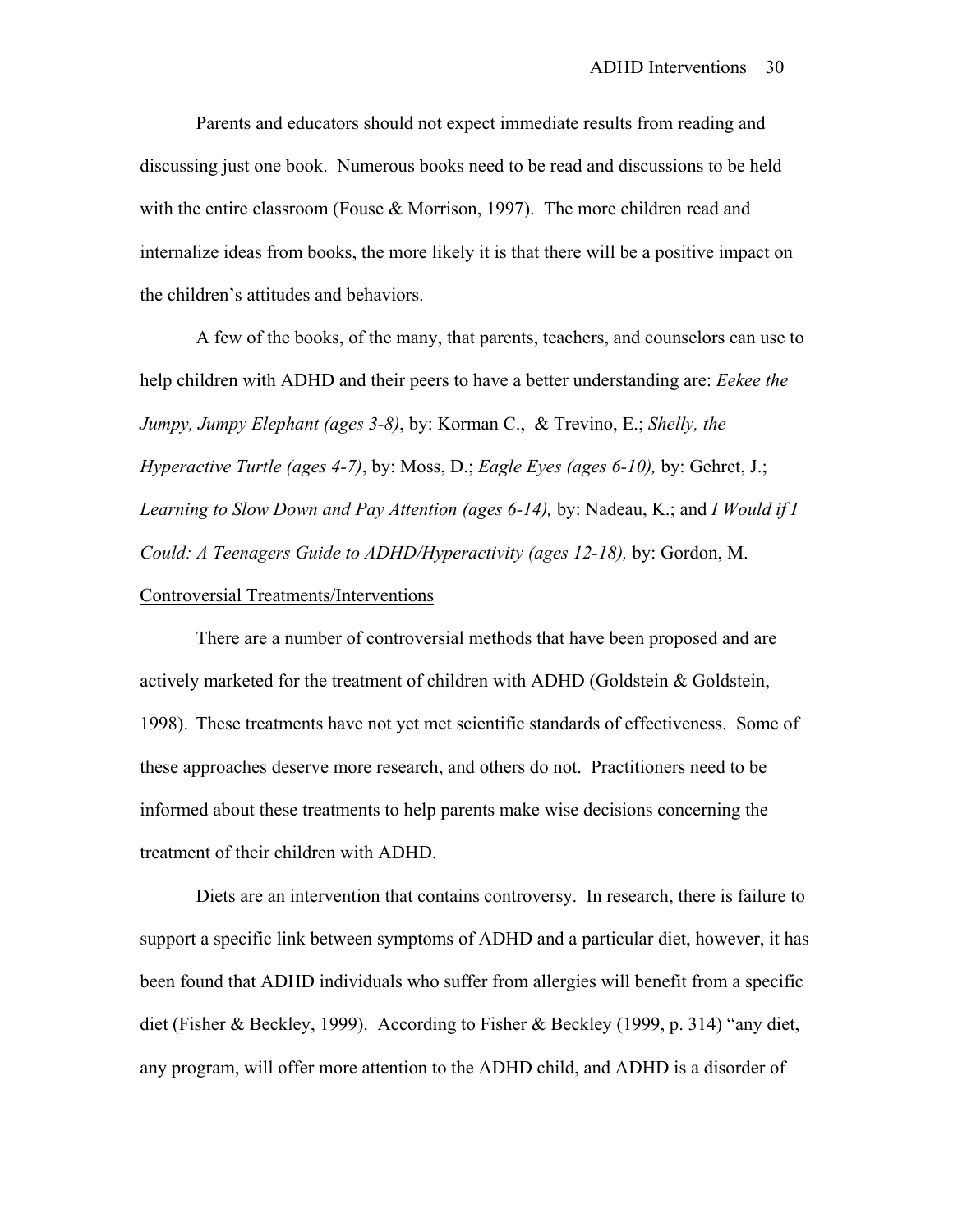Parents and educators should not expect immediate results from reading and discussing just one book. Numerous books need to be read and discussions to be held with the entire classroom (Fouse & Morrison, 1997). The more children read and internalize ideas from books, the more likely it is that there will be a positive impact on the children's attitudes and behaviors.

A few of the books, of the many, that parents, teachers, and counselors can use to help children with ADHD and their peers to have a better understanding are: *Eekee the Jumpy, Jumpy Elephant (ages 3-8)*, by: Korman C., & Trevino, E.; *Shelly, the Hyperactive Turtle (ages 4-7)*, by: Moss, D.; *Eagle Eyes (ages 6-10),* by: Gehret, J.; *Learning to Slow Down and Pay Attention (ages 6-14),* by: Nadeau, K.; and *I Would if I Could: A Teenagers Guide to ADHD/Hyperactivity (ages 12-18),* by: Gordon, M.

<u>Controversial Treatments/Interventions</u>

There are a number of controversial methods that have been proposed and are actively marketed for the treatment of children with ADHD (Goldstein & Goldstein, 1998). These treatments have not yet met scientific standards of effectiveness. Some of these approaches deserve more research, and others do not. Practitioners need to be informed about these treatments to help parents make wise decisions concerning the treatment of their children with ADHD.

Diets are an intervention that contains controversy. In research, there is failure to support a specific link between symptoms of ADHD and a particular diet, however, it has been found that ADHD individuals who suffer from allergies will benefit from a specific diet (Fisher & Beckley, 1999). According to Fisher & Beckley (1999, p. 314) "any diet, any program, will offer more attention to the ADHD child, and ADHD is a disorder of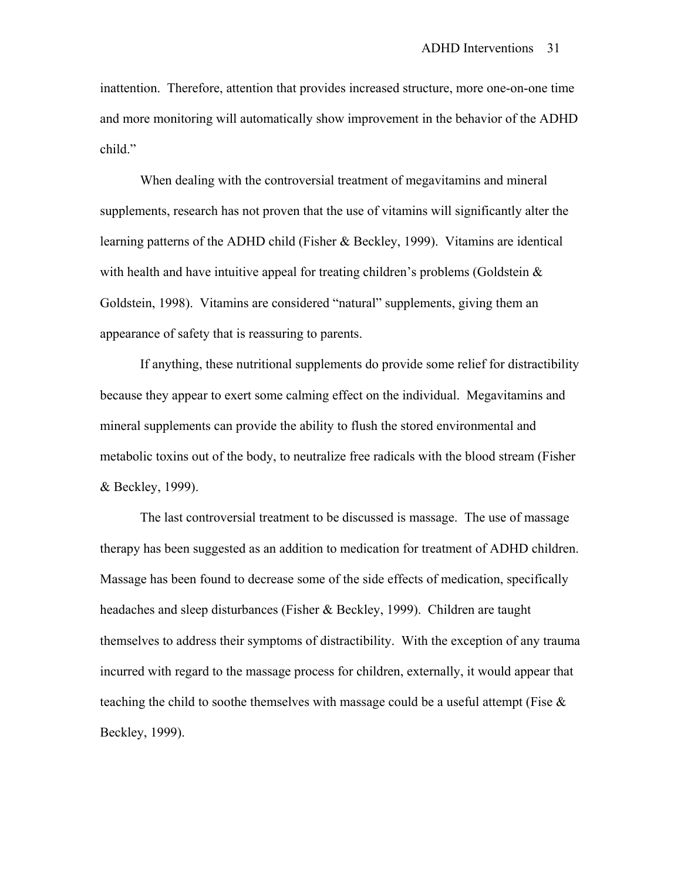inattention. Therefore, attention that provides increased structure, more one-on-one time and more monitoring will automatically show improvement in the behavior of the ADHD child."

When dealing with the controversial treatment of megavitamins and mineral supplements, research has not proven that the use of vitamins will significantly alter the learning patterns of the ADHD child (Fisher & Beckley, 1999). Vitamins are identical with health and have intuitive appeal for treating children's problems (Goldstein & Goldstein, 1998). Vitamins are considered "natural" supplements, giving them an appearance of safety that is reassuring to parents.

If anything, these nutritional supplements do provide some relief for distractibility because they appear to exert some calming effect on the individual. Megavitamins and mineral supplements can provide the ability to flush the stored environmental and metabolic toxins out of the body, to neutralize free radicals with the blood stream (Fisher & Beckley, 1999).

The last controversial treatment to be discussed is massage. The use of massage therapy has been suggested as an addition to medication for treatment of ADHD children. Massage has been found to decrease some of the side effects of medication, specifically headaches and sleep disturbances (Fisher & Beckley, 1999). Children are taught themselves to address their symptoms of distractibility. With the exception of any trauma incurred with regard to the massage process for children, externally, it would appear that teaching the child to soothe themselves with massage could be a useful attempt (Fise & Beckley, 1999).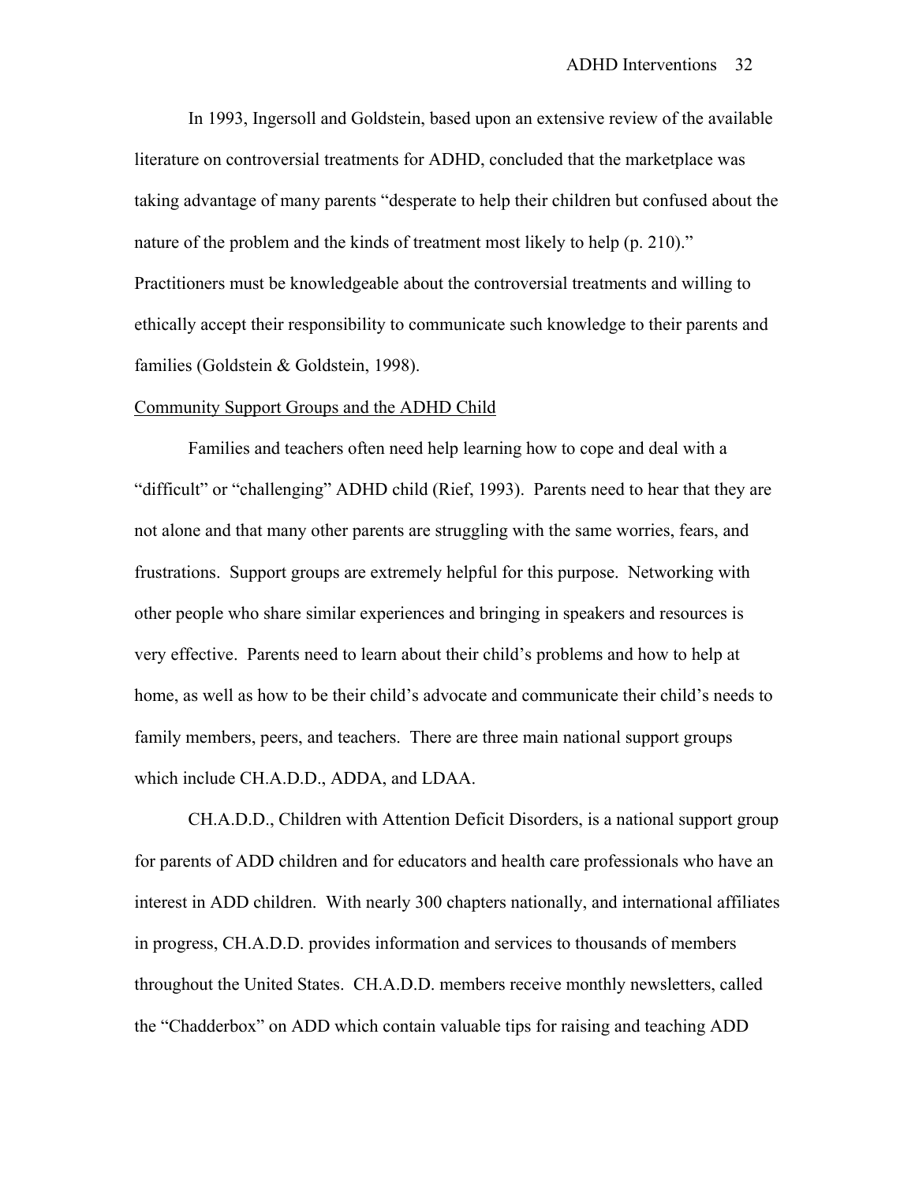In 1993, Ingersoll and Goldstein, based upon an extensive review of the available literature on controversial treatments for ADHD, concluded that the marketplace was taking advantage of many parents "desperate to help their children but confused about the nature of the problem and the kinds of treatment most likely to help (p. 210)." Practitioners must be knowledgeable about the controversial treatments and willing to ethically accept their responsibility to communicate such knowledge to their parents and families (Goldstein & Goldstein, 1998).

<u>Community Support Groups and the ADHD Child</u>

Families and teachers often need help learning how to cope and deal with a "difficult" or "challenging" ADHD child (Rief, 1993). Parents need to hear that they are not alone and that many other parents are struggling with the same worries, fears, and frustrations. Support groups are extremely helpful for this purpose. Networking with other people who share similar experiences and bringing in speakers and resources is very effective. Parents need to learn about their child's problems and how to help at home, as well as how to be their child's advocate and communicate their child's needs to family members, peers, and teachers. There are three main national support groups which include CH.A.D.D., ADDA, and LDAA.

CH.A.D.D., Children with Attention Deficit Disorders, is a national support group for parents of ADD children and for educators and health care professionals who have an interest in ADD children. With nearly 300 chapters nationally, and international affiliates in progress, CH.A.D.D. provides information and services to thousands of members throughout the United States. CH.A.D.D. members receive monthly newsletters, called the "Chadderbox" on ADD which contain valuable tips for raising and teaching ADD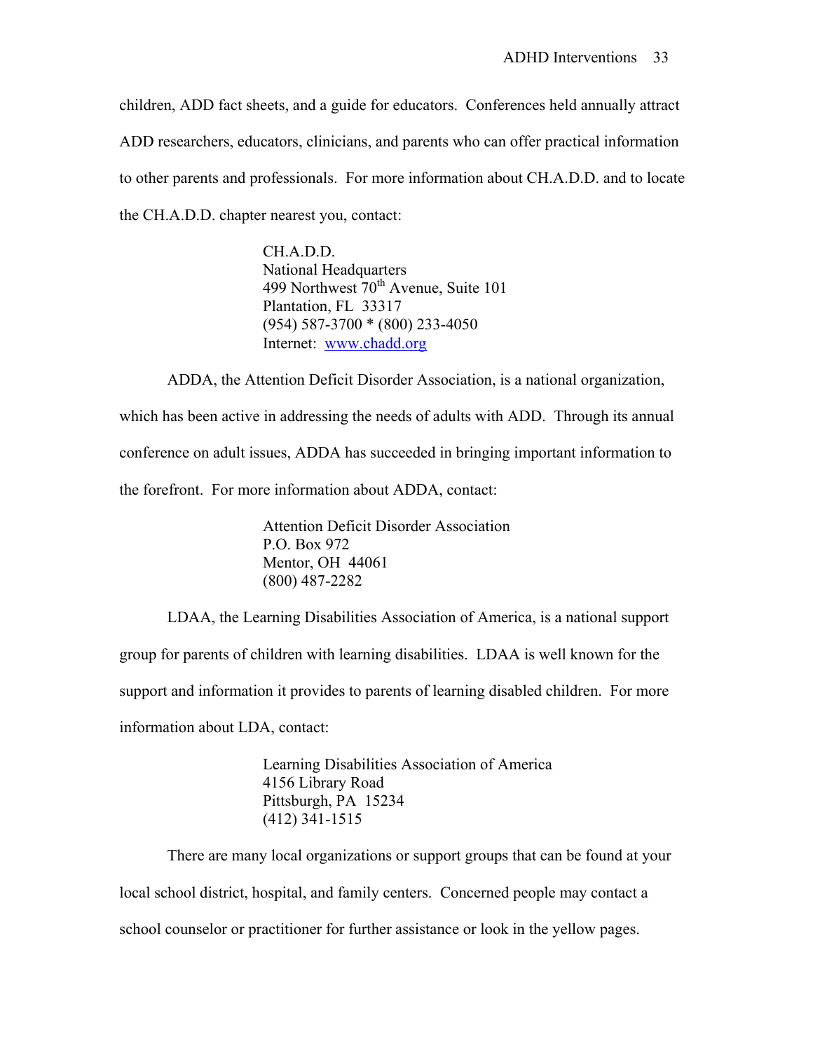children, ADD fact sheets, and a guide for educators. Conferences held annually attract ADD researchers, educators, clinicians, and parents who can offer practical information to other parents and professionals. For more information about CH.A.D.D. and to locate the CH.A.D.D. chapter nearest you, contact:

> CH.A.D.D.
> National Headquarters
> 499 Northwest 70th Avenue, Suite 101
> Plantation, FL 33317
> (954) 587-3700 * (800) 233-4050
> Internet: [www.chadd.org](http://www.chadd.org)

ADDA, the Attention Deficit Disorder Association, is a national organization, which has been active in addressing the needs of adults with ADD. Through its annual conference on adult issues, ADDA has succeeded in bringing important information to the forefront. For more information about ADDA, contact:

> Attention Deficit Disorder Association
> P.O. Box 972
> Mentor, OH 44061
> (800) 487-2282

LDAA, the Learning Disabilities Association of America, is a national support group for parents of children with learning disabilities. LDAA is well known for the support and information it provides to parents of learning disabled children. For more information about LDA, contact:

> Learning Disabilities Association of America
> 4156 Library Road
> Pittsburgh, PA 15234
> (412) 341-1515

There are many local organizations or support groups that can be found at your local school district, hospital, and family centers. Concerned people may contact a school counselor or practitioner for further assistance or look in the yellow pages.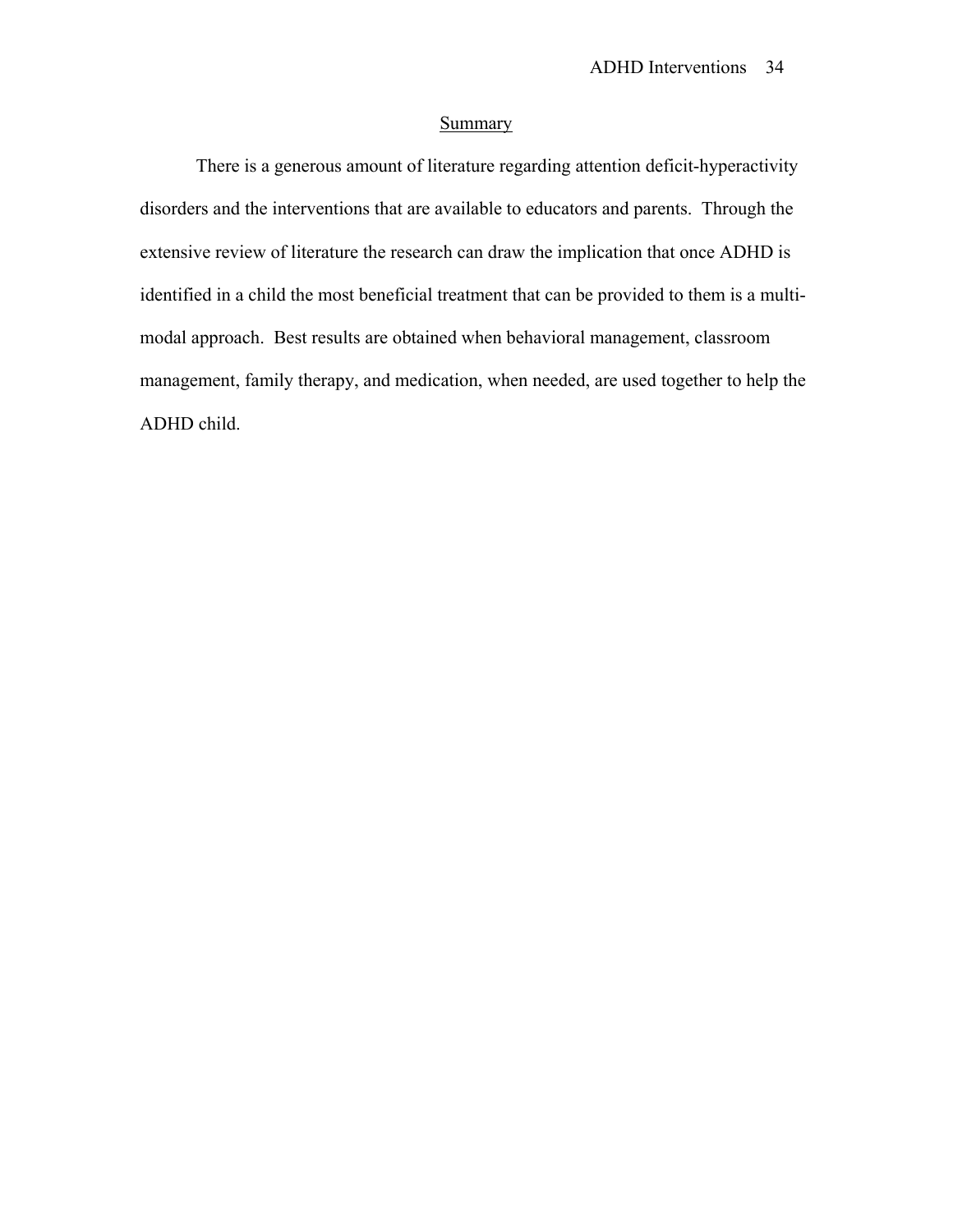## Summary

There is a generous amount of literature regarding attention deficit-hyperactivity disorders and the interventions that are available to educators and parents. Through the extensive review of literature the research can draw the implication that once ADHD is identified in a child the most beneficial treatment that can be provided to them is a multi-modal approach. Best results are obtained when behavioral management, classroom management, family therapy, and medication, when needed, are used together to help the ADHD child.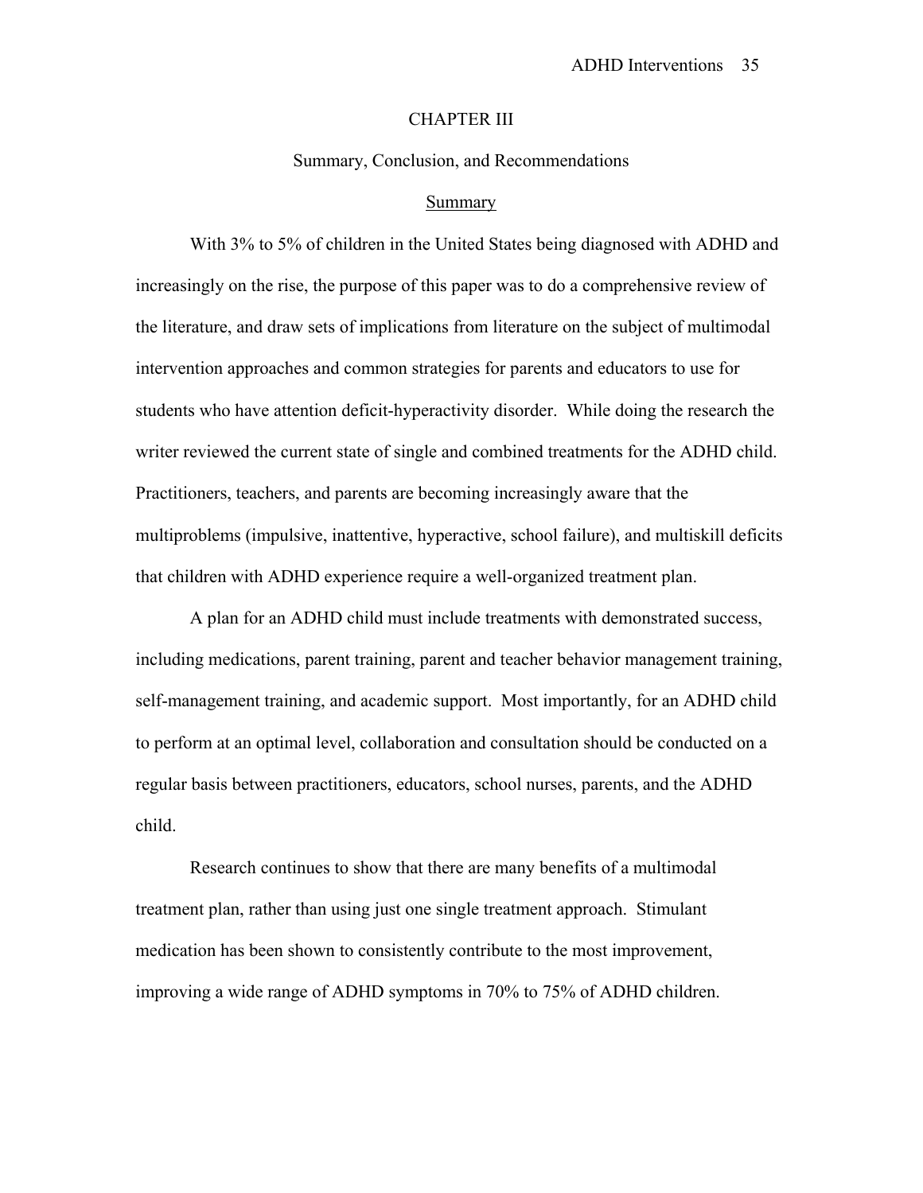# CHAPTER III

## Summary, Conclusion, and Recommendations

### Summary

With 3% to 5% of children in the United States being diagnosed with ADHD and increasingly on the rise, the purpose of this paper was to do a comprehensive review of the literature, and draw sets of implications from literature on the subject of multimodal intervention approaches and common strategies for parents and educators to use for students who have attention deficit-hyperactivity disorder. While doing the research the writer reviewed the current state of single and combined treatments for the ADHD child. Practitioners, teachers, and parents are becoming increasingly aware that the multiproblems (impulsive, inattentive, hyperactive, school failure), and multiskill deficits that children with ADHD experience require a well-organized treatment plan.

A plan for an ADHD child must include treatments with demonstrated success, including medications, parent training, parent and teacher behavior management training, self-management training, and academic support. Most importantly, for an ADHD child to perform at an optimal level, collaboration and consultation should be conducted on a regular basis between practitioners, educators, school nurses, parents, and the ADHD child.

Research continues to show that there are many benefits of a multimodal treatment plan, rather than using just one single treatment approach. Stimulant medication has been shown to consistently contribute to the most improvement, improving a wide range of ADHD symptoms in 70% to 75% of ADHD children.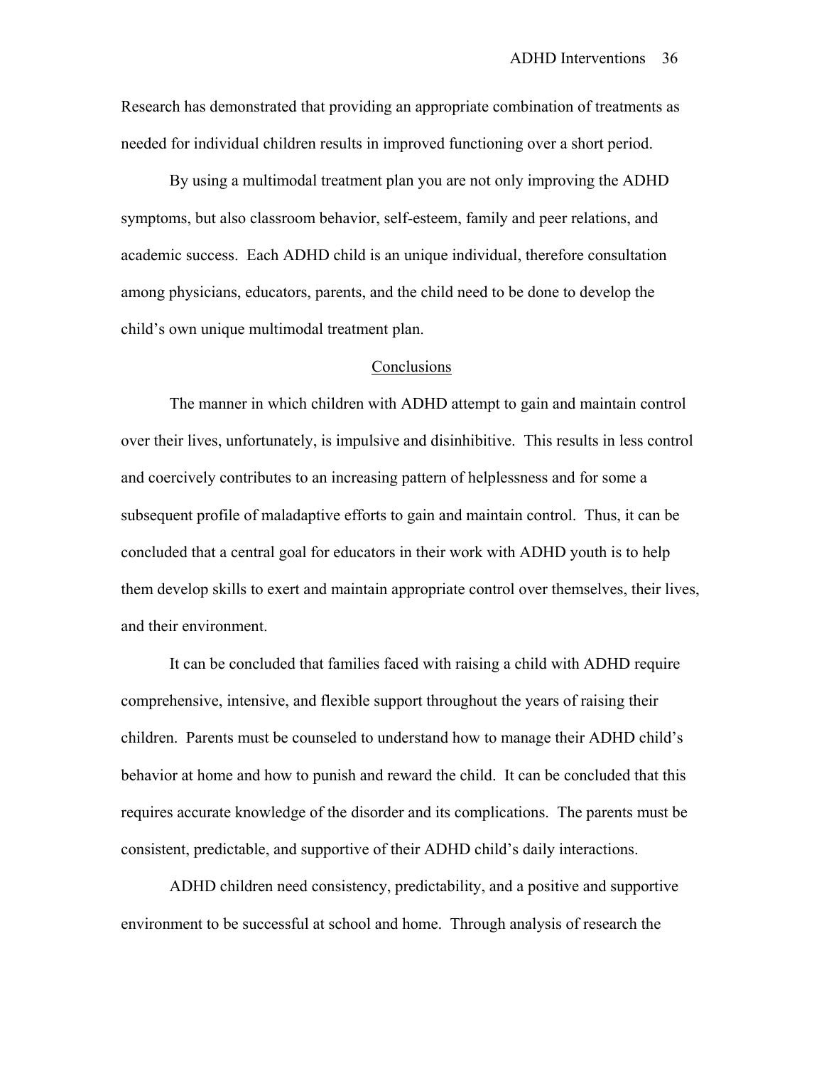Research has demonstrated that providing an appropriate combination of treatments as needed for individual children results in improved functioning over a short period.

By using a multimodal treatment plan you are not only improving the ADHD symptoms, but also classroom behavior, self-esteem, family and peer relations, and academic success. Each ADHD child is an unique individual, therefore consultation among physicians, educators, parents, and the child need to be done to develop the child's own unique multimodal treatment plan.

## Conclusions

The manner in which children with ADHD attempt to gain and maintain control over their lives, unfortunately, is impulsive and disinhibitive. This results in less control and coercively contributes to an increasing pattern of helplessness and for some a subsequent profile of maladaptive efforts to gain and maintain control. Thus, it can be concluded that a central goal for educators in their work with ADHD youth is to help them develop skills to exert and maintain appropriate control over themselves, their lives, and their environment.

It can be concluded that families faced with raising a child with ADHD require comprehensive, intensive, and flexible support throughout the years of raising their children. Parents must be counseled to understand how to manage their ADHD child's behavior at home and how to punish and reward the child. It can be concluded that this requires accurate knowledge of the disorder and its complications. The parents must be consistent, predictable, and supportive of their ADHD child's daily interactions.

ADHD children need consistency, predictability, and a positive and supportive environment to be successful at school and home. Through analysis of research the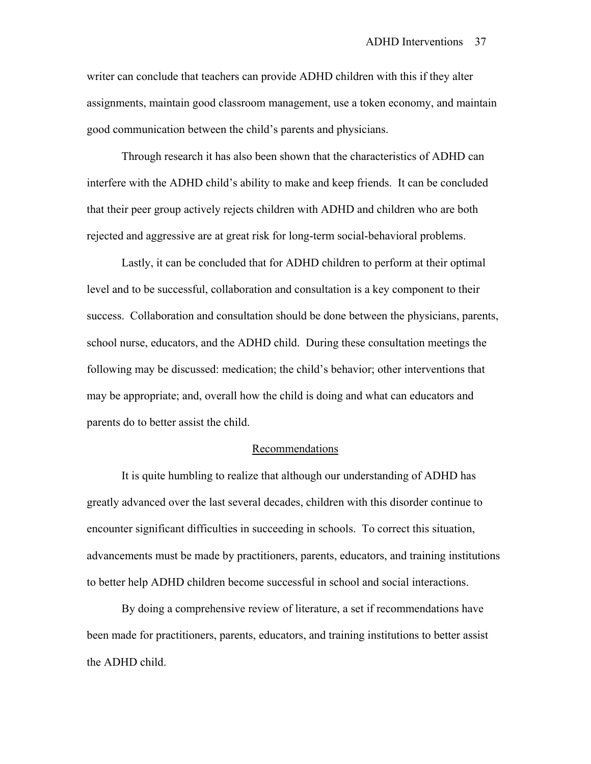writer can conclude that teachers can provide ADHD children with this if they alter assignments, maintain good classroom management, use a token economy, and maintain good communication between the child's parents and physicians.

Through research it has also been shown that the characteristics of ADHD can interfere with the ADHD child's ability to make and keep friends. It can be concluded that their peer group actively rejects children with ADHD and children who are both rejected and aggressive are at great risk for long-term social-behavioral problems.

Lastly, it can be concluded that for ADHD children to perform at their optimal level and to be successful, collaboration and consultation is a key component to their success. Collaboration and consultation should be done between the physicians, parents, school nurse, educators, and the ADHD child. During these consultation meetings the following may be discussed: medication; the child's behavior; other interventions that may be appropriate; and, overall how the child is doing and what can educators and parents do to better assist the child.

## Recommendations

It is quite humbling to realize that although our understanding of ADHD has greatly advanced over the last several decades, children with this disorder continue to encounter significant difficulties in succeeding in schools. To correct this situation, advancements must be made by practitioners, parents, educators, and training institutions to better help ADHD children become successful in school and social interactions.

By doing a comprehensive review of literature, a set if recommendations have been made for practitioners, parents, educators, and training institutions to better assist the ADHD child.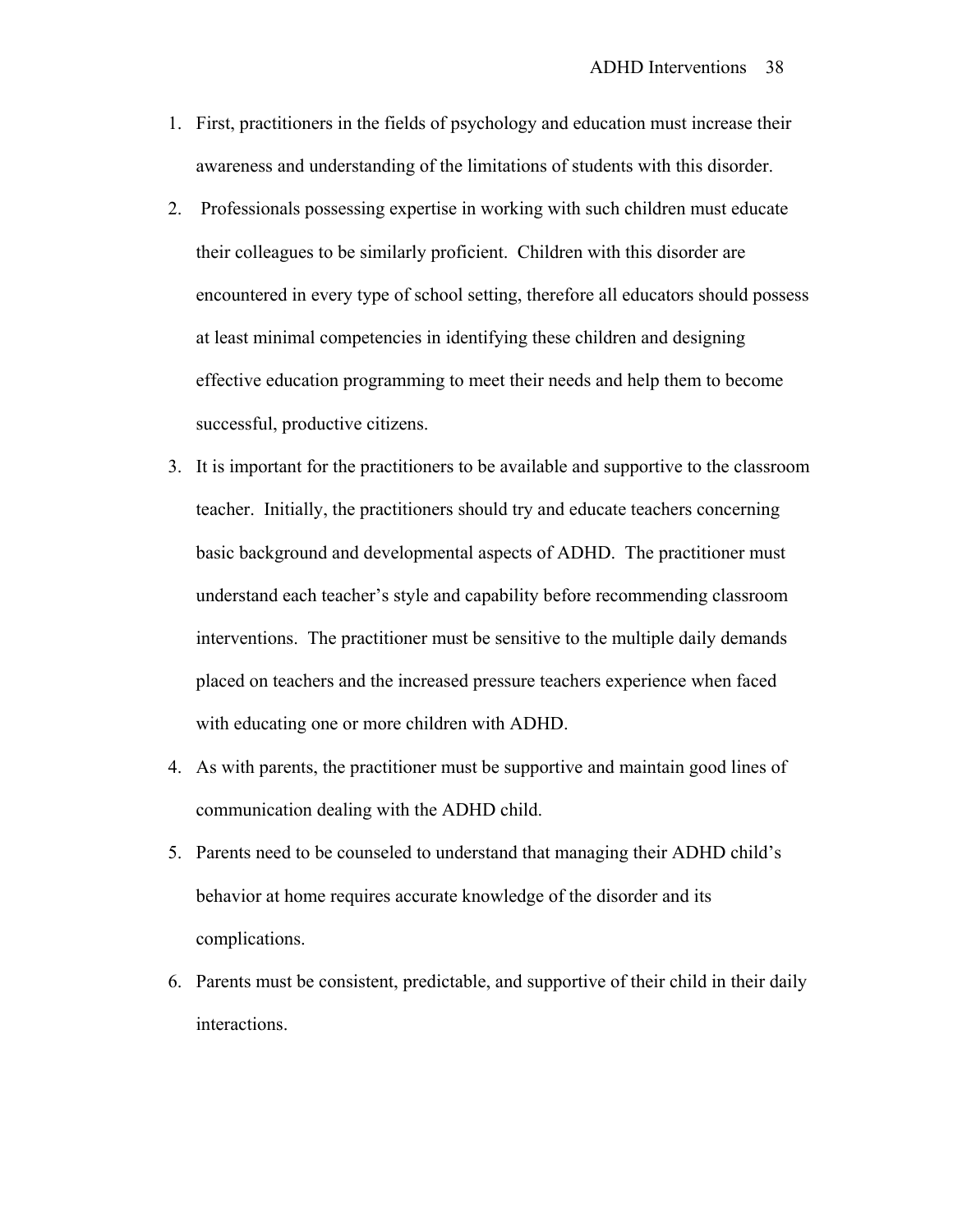1. First, practitioners in the fields of psychology and education must increase their awareness and understanding of the limitations of students with this disorder.
2. Professionals possessing expertise in working with such children must educate their colleagues to be similarly proficient. Children with this disorder are encountered in every type of school setting, therefore all educators should possess at least minimal competencies in identifying these children and designing effective education programming to meet their needs and help them to become successful, productive citizens.
3. It is important for the practitioners to be available and supportive to the classroom teacher. Initially, the practitioners should try and educate teachers concerning basic background and developmental aspects of ADHD. The practitioner must understand each teacher's style and capability before recommending classroom interventions. The practitioner must be sensitive to the multiple daily demands placed on teachers and the increased pressure teachers experience when faced with educating one or more children with ADHD.
4. As with parents, the practitioner must be supportive and maintain good lines of communication dealing with the ADHD child.
5. Parents need to be counseled to understand that managing their ADHD child's behavior at home requires accurate knowledge of the disorder and its complications.
6. Parents must be consistent, predictable, and supportive of their child in their daily interactions.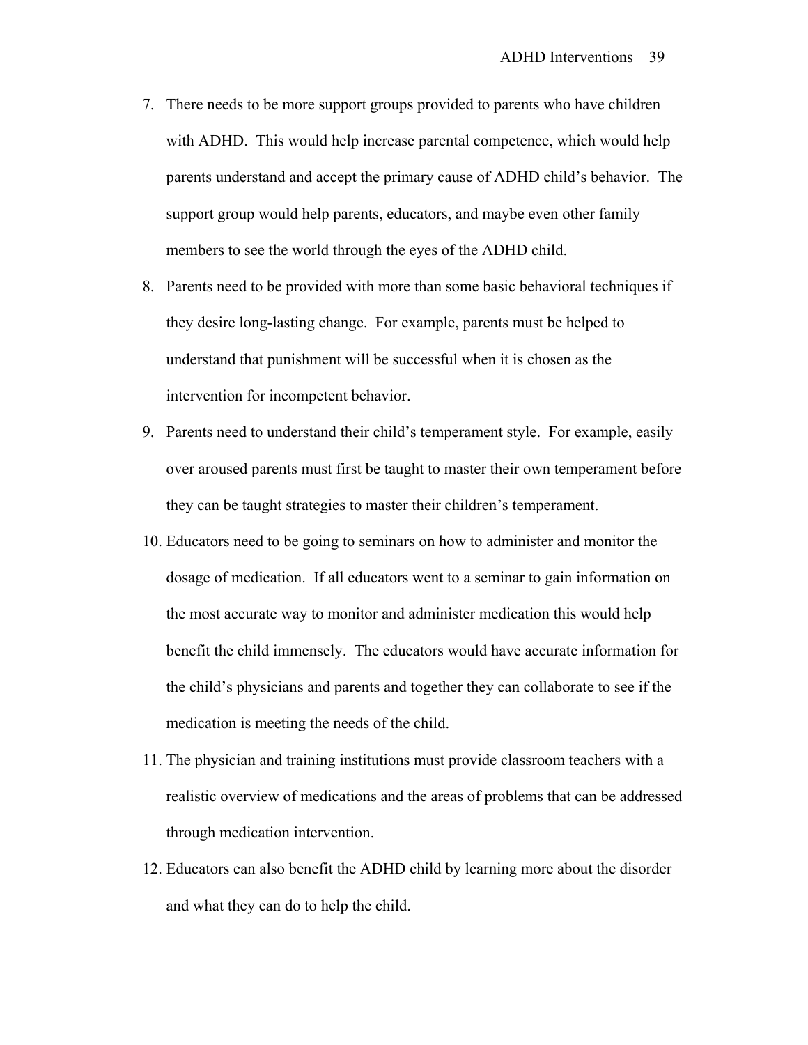7. There needs to be more support groups provided to parents who have children with ADHD. This would help increase parental competence, which would help parents understand and accept the primary cause of ADHD child's behavior. The support group would help parents, educators, and maybe even other family members to see the world through the eyes of the ADHD child.
8. Parents need to be provided with more than some basic behavioral techniques if they desire long-lasting change. For example, parents must be helped to understand that punishment will be successful when it is chosen as the intervention for incompetent behavior.
9. Parents need to understand their child's temperament style. For example, easily over aroused parents must first be taught to master their own temperament before they can be taught strategies to master their children's temperament.
10. Educators need to be going to seminars on how to administer and monitor the dosage of medication. If all educators went to a seminar to gain information on the most accurate way to monitor and administer medication this would help benefit the child immensely. The educators would have accurate information for the child's physicians and parents and together they can collaborate to see if the medication is meeting the needs of the child.
11. The physician and training institutions must provide classroom teachers with a realistic overview of medications and the areas of problems that can be addressed through medication intervention.
12. Educators can also benefit the ADHD child by learning more about the disorder and what they can do to help the child.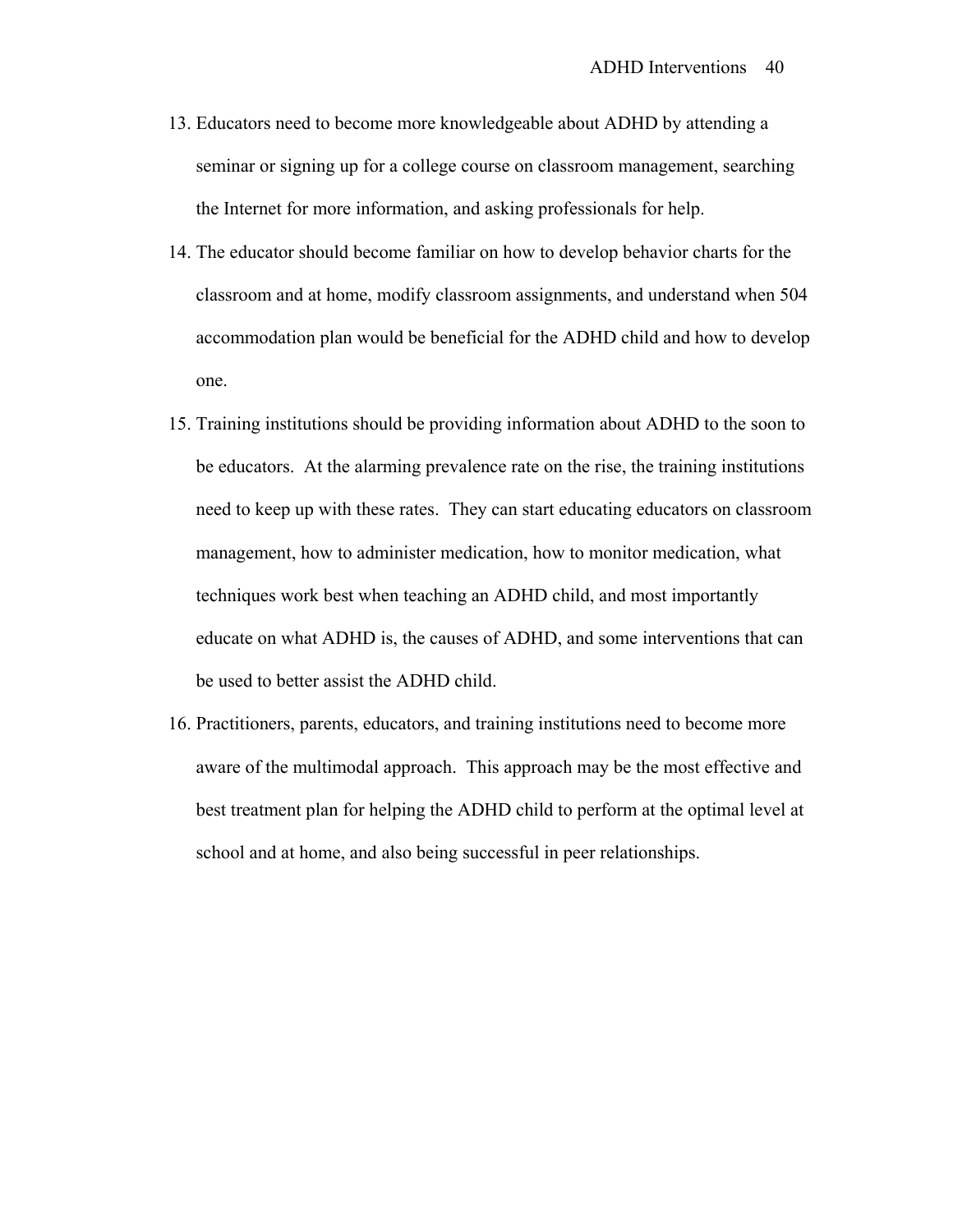13. Educators need to become more knowledgeable about ADHD by attending a seminar or signing up for a college course on classroom management, searching the Internet for more information, and asking professionals for help.
14. The educator should become familiar on how to develop behavior charts for the classroom and at home, modify classroom assignments, and understand when 504 accommodation plan would be beneficial for the ADHD child and how to develop one.
15. Training institutions should be providing information about ADHD to the soon to be educators. At the alarming prevalence rate on the rise, the training institutions need to keep up with these rates. They can start educating educators on classroom management, how to administer medication, how to monitor medication, what techniques work best when teaching an ADHD child, and most importantly educate on what ADHD is, the causes of ADHD, and some interventions that can be used to better assist the ADHD child.
16. Practitioners, parents, educators, and training institutions need to become more aware of the multimodal approach. This approach may be the most effective and best treatment plan for helping the ADHD child to perform at the optimal level at school and at home, and also being successful in peer relationships.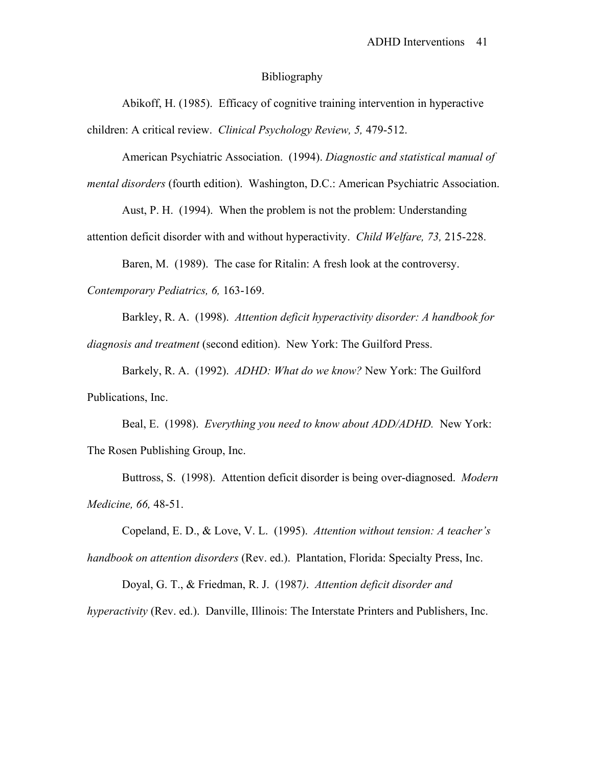# Bibliography

Abikoff, H. (1985). Efficacy of cognitive training intervention in hyperactive children: A critical review. *Clinical Psychology Review, 5,* 479-512.

American Psychiatric Association. (1994). *Diagnostic and statistical manual of mental disorders* (fourth edition). Washington, D.C.: American Psychiatric Association.

Aust, P. H. (1994). When the problem is not the problem: Understanding attention deficit disorder with and without hyperactivity. *Child Welfare, 73,* 215-228.

Baren, M. (1989). The case for Ritalin: A fresh look at the controversy. *Contemporary Pediatrics, 6,* 163-169.

Barkley, R. A. (1998). *Attention deficit hyperactivity disorder: A handbook for diagnosis and treatment* (second edition). New York: The Guilford Press.

Barkely, R. A. (1992). *ADHD: What do we know?* New York: The Guilford Publications, Inc.

Beal, E. (1998). *Everything you need to know about ADD/ADHD.* New York: The Rosen Publishing Group, Inc.

Buttross, S. (1998). Attention deficit disorder is being over-diagnosed. *Modern Medicine, 66,* 48-51.

Copeland, E. D., & Love, V. L. (1995). *Attention without tension: A teacher's handbook on attention disorders* (Rev. ed.). Plantation, Florida: Specialty Press, Inc.

Doyal, G. T., & Friedman, R. J. (1987). *Attention deficit disorder and hyperactivity* (Rev. ed.). Danville, Illinois: The Interstate Printers and Publishers, Inc.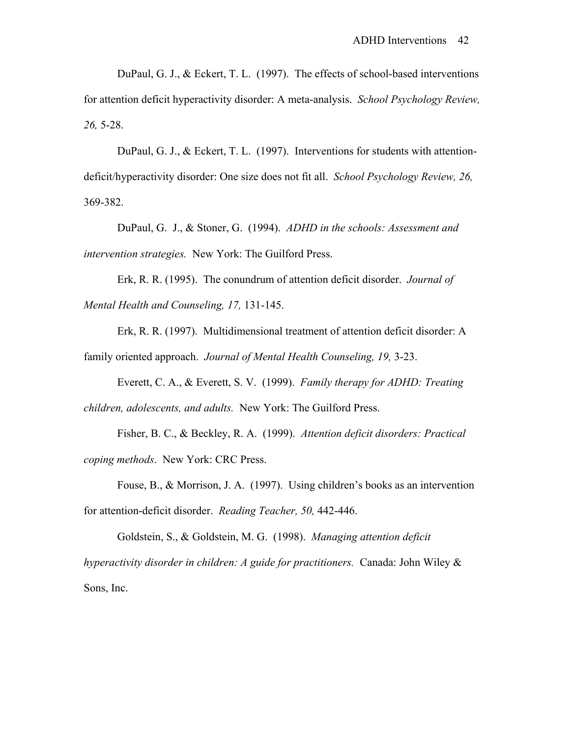DuPaul, G. J., & Eckert, T. L. (1997). The effects of school-based interventions for attention deficit hyperactivity disorder: A meta-analysis. *School Psychology Review, 26,* 5-28.

DuPaul, G. J., & Eckert, T. L. (1997). Interventions for students with attention-deficit/hyperactivity disorder: One size does not fit all. *School Psychology Review, 26,* 369-382.

DuPaul, G. J., & Stoner, G. (1994). *ADHD in the schools: Assessment and intervention strategies.* New York: The Guilford Press.

Erk, R. R. (1995). The conundrum of attention deficit disorder. *Journal of Mental Health and Counseling, 17,* 131-145.

Erk, R. R. (1997). Multidimensional treatment of attention deficit disorder: A family oriented approach. *Journal of Mental Health Counseling, 19,* 3-23.

Everett, C. A., & Everett, S. V. (1999). *Family therapy for ADHD: Treating children, adolescents, and adults.* New York: The Guilford Press.

Fisher, B. C., & Beckley, R. A. (1999). *Attention deficit disorders: Practical coping methods*. New York: CRC Press.

Fouse, B., & Morrison, J. A. (1997). Using children's books as an intervention for attention-deficit disorder. *Reading Teacher, 50,* 442-446.

Goldstein, S., & Goldstein, M. G. (1998). *Managing attention deficit hyperactivity disorder in children: A guide for practitioners.* Canada: John Wiley & Sons, Inc.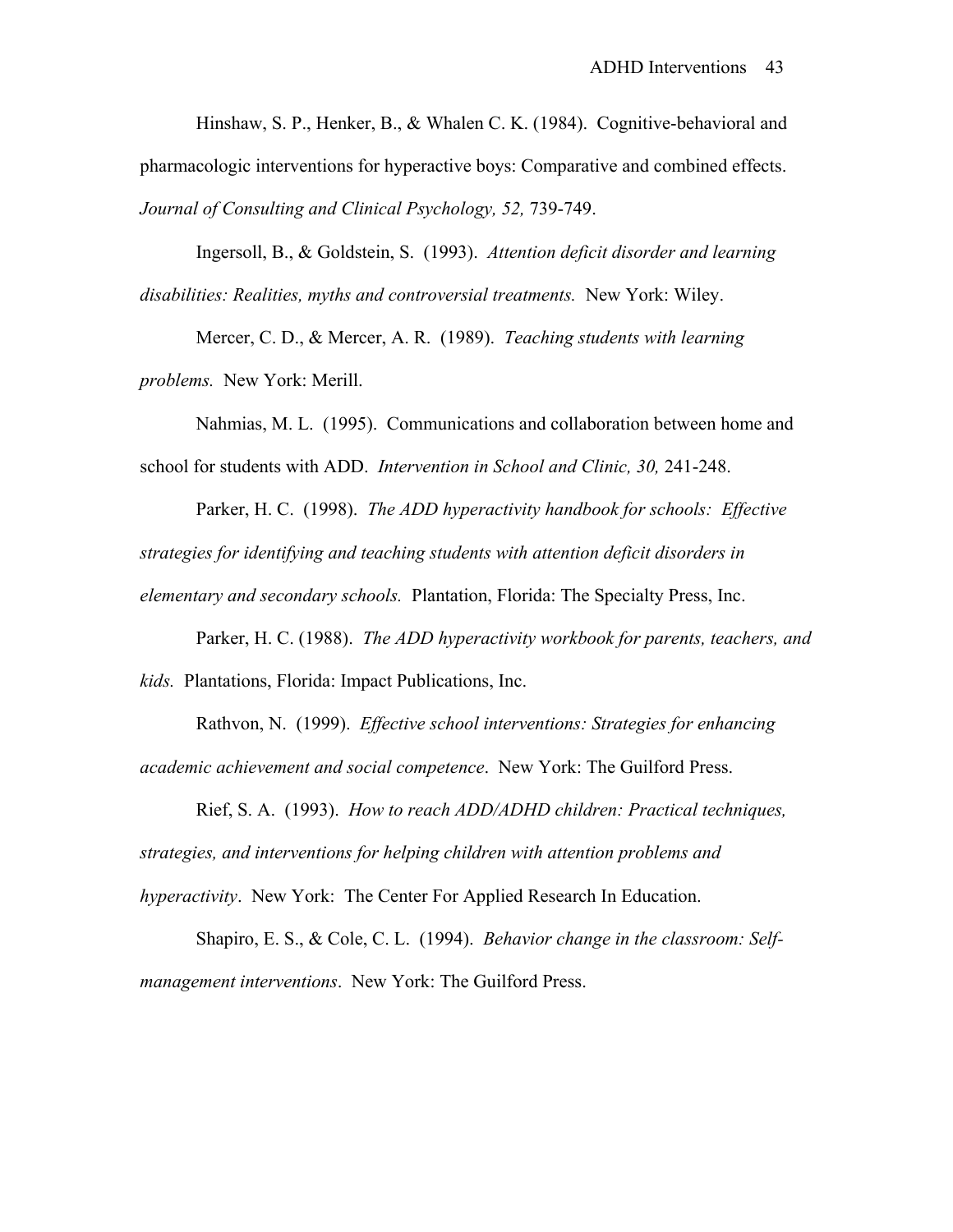Hinshaw, S. P., Henker, B., & Whalen C. K. (1984). Cognitive-behavioral and pharmacologic interventions for hyperactive boys: Comparative and combined effects. *Journal of Consulting and Clinical Psychology, 52,* 739-749.

Ingersoll, B., & Goldstein, S. (1993). *Attention deficit disorder and learning disabilities: Realities, myths and controversial treatments.* New York: Wiley.

Mercer, C. D., & Mercer, A. R. (1989). *Teaching students with learning problems.* New York: Merill.

Nahmias, M. L. (1995). Communications and collaboration between home and school for students with ADD. *Intervention in School and Clinic, 30,* 241-248.

Parker, H. C. (1998). *The ADD hyperactivity handbook for schools: Effective strategies for identifying and teaching students with attention deficit disorders in elementary and secondary schools.* Plantation, Florida: The Specialty Press, Inc.

Parker, H. C. (1988). *The ADD hyperactivity workbook for parents, teachers, and kids.* Plantations, Florida: Impact Publications, Inc.

Rathvon, N. (1999). *Effective school interventions: Strategies for enhancing academic achievement and social competence*. New York: The Guilford Press.

Rief, S. A. (1993). *How to reach ADD/ADHD children: Practical techniques, strategies, and interventions for helping children with attention problems and hyperactivity*. New York: The Center For Applied Research In Education.

Shapiro, E. S., & Cole, C. L. (1994). *Behavior change in the classroom: Self-management interventions*. New York: The Guilford Press.